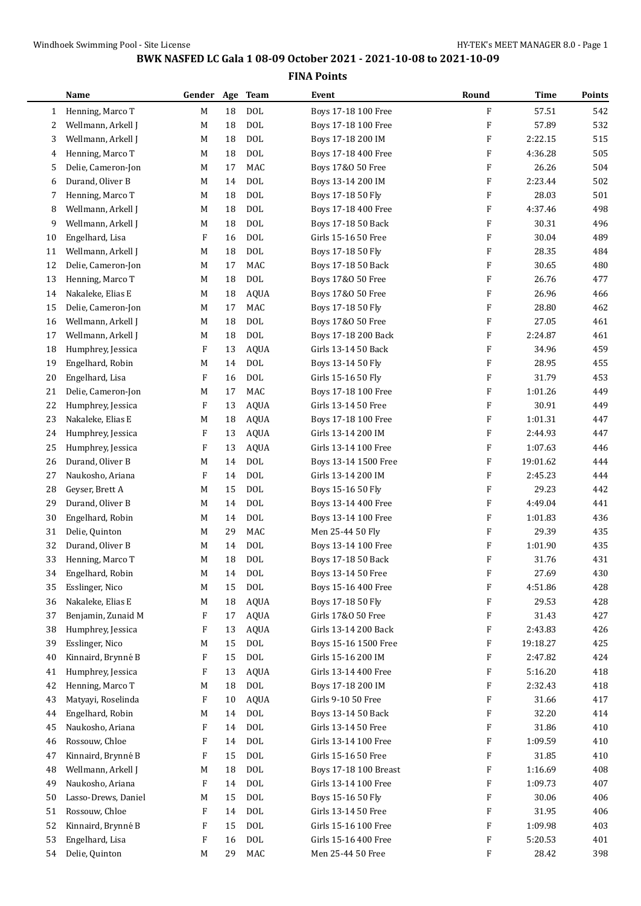# BWK NASFED LC Gala 1 08-09 October 2021 - 2021-10-08 to 2021-10-09

## FINA Points

| | Name | Gender | Age | Team | Event | Round | Time | Points |
|---|---|---|---|---|---|---|---|---|
| 1 | Henning, Marco T | M | 18 | DOL | Boys 17-18 100 Free | F | 57.51 | 542 |
| 2 | Wellmann, Arkell J | M | 18 | DOL | Boys 17-18 100 Free | F | 57.89 | 532 |
| 3 | Wellmann, Arkell J | M | 18 | DOL | Boys 17-18 200 IM | F | 2:22.15 | 515 |
| 4 | Henning, Marco T | M | 18 | DOL | Boys 17-18 400 Free | F | 4:36.28 | 505 |
| 5 | Delie, Cameron-Jon | M | 17 | MAC | Boys 17&O 50 Free | F | 26.26 | 504 |
| 6 | Durand, Oliver B | M | 14 | DOL | Boys 13-14 200 IM | F | 2:23.44 | 502 |
| 7 | Henning, Marco T | M | 18 | DOL | Boys 17-18 50 Fly | F | 28.03 | 501 |
| 8 | Wellmann, Arkell J | M | 18 | DOL | Boys 17-18 400 Free | F | 4:37.46 | 498 |
| 9 | Wellmann, Arkell J | M | 18 | DOL | Boys 17-18 50 Back | F | 30.31 | 496 |
| 10 | Engelhard, Lisa | F | 16 | DOL | Girls 15-16 50 Free | F | 30.04 | 489 |
| 11 | Wellmann, Arkell J | M | 18 | DOL | Boys 17-18 50 Fly | F | 28.35 | 484 |
| 12 | Delie, Cameron-Jon | M | 17 | MAC | Boys 17-18 50 Back | F | 30.65 | 480 |
| 13 | Henning, Marco T | M | 18 | DOL | Boys 17&O 50 Free | F | 26.76 | 477 |
| 14 | Nakaleke, Elias E | M | 18 | AQUA | Boys 17&O 50 Free | F | 26.96 | 466 |
| 15 | Delie, Cameron-Jon | M | 17 | MAC | Boys 17-18 50 Fly | F | 28.80 | 462 |
| 16 | Wellmann, Arkell J | M | 18 | DOL | Boys 17&O 50 Free | F | 27.05 | 461 |
| 17 | Wellmann, Arkell J | M | 18 | DOL | Boys 17-18 200 Back | F | 2:24.87 | 461 |
| 18 | Humphrey, Jessica | F | 13 | AQUA | Girls 13-14 50 Back | F | 34.96 | 459 |
| 19 | Engelhard, Robin | M | 14 | DOL | Boys 13-14 50 Fly | F | 28.95 | 455 |
| 20 | Engelhard, Lisa | F | 16 | DOL | Girls 15-16 50 Fly | F | 31.79 | 453 |
| 21 | Delie, Cameron-Jon | M | 17 | MAC | Boys 17-18 100 Free | F | 1:01.26 | 449 |
| 22 | Humphrey, Jessica | F | 13 | AQUA | Girls 13-14 50 Free | F | 30.91 | 449 |
| 23 | Nakaleke, Elias E | M | 18 | AQUA | Boys 17-18 100 Free | F | 1:01.31 | 447 |
| 24 | Humphrey, Jessica | F | 13 | AQUA | Girls 13-14 200 IM | F | 2:44.93 | 447 |
| 25 | Humphrey, Jessica | F | 13 | AQUA | Girls 13-14 100 Free | F | 1:07.63 | 446 |
| 26 | Durand, Oliver B | M | 14 | DOL | Boys 13-14 1500 Free | F | 19:01.62 | 444 |
| 27 | Naukosho, Ariana | F | 14 | DOL | Girls 13-14 200 IM | F | 2:45.23 | 444 |
| 28 | Geyser, Brett A | M | 15 | DOL | Boys 15-16 50 Fly | F | 29.23 | 442 |
| 29 | Durand, Oliver B | M | 14 | DOL | Boys 13-14 400 Free | F | 4:49.04 | 441 |
| 30 | Engelhard, Robin | M | 14 | DOL | Boys 13-14 100 Free | F | 1:01.83 | 436 |
| 31 | Delie, Quinton | M | 29 | MAC | Men 25-44 50 Fly | F | 29.39 | 435 |
| 32 | Durand, Oliver B | M | 14 | DOL | Boys 13-14 100 Free | F | 1:01.90 | 435 |
| 33 | Henning, Marco T | M | 18 | DOL | Boys 17-18 50 Back | F | 31.76 | 431 |
| 34 | Engelhard, Robin | M | 14 | DOL | Boys 13-14 50 Free | F | 27.69 | 430 |
| 35 | Esslinger, Nico | M | 15 | DOL | Boys 15-16 400 Free | F | 4:51.86 | 428 |
| 36 | Nakaleke, Elias E | M | 18 | AQUA | Boys 17-18 50 Fly | F | 29.53 | 428 |
| 37 | Benjamin, Zunaid M | F | 17 | AQUA | Girls 17&O 50 Free | F | 31.43 | 427 |
| 38 | Humphrey, Jessica | F | 13 | AQUA | Girls 13-14 200 Back | F | 2:43.83 | 426 |
| 39 | Esslinger, Nico | M | 15 | DOL | Boys 15-16 1500 Free | F | 19:18.27 | 425 |
| 40 | Kinnaird, Brynné B | F | 15 | DOL | Girls 15-16 200 IM | F | 2:47.82 | 424 |
| 41 | Humphrey, Jessica | F | 13 | AQUA | Girls 13-14 400 Free | F | 5:16.20 | 418 |
| 42 | Henning, Marco T | M | 18 | DOL | Boys 17-18 200 IM | F | 2:32.43 | 418 |
| 43 | Matyayi, Roselinda | F | 10 | AQUA | Girls 9-10 50 Free | F | 31.66 | 417 |
| 44 | Engelhard, Robin | M | 14 | DOL | Boys 13-14 50 Back | F | 32.20 | 414 |
| 45 | Naukosho, Ariana | F | 14 | DOL | Girls 13-14 50 Free | F | 31.86 | 410 |
| 46 | Rossouw, Chloe | F | 14 | DOL | Girls 13-14 100 Free | F | 1:09.59 | 410 |
| 47 | Kinnaird, Brynné B | F | 15 | DOL | Girls 15-16 50 Free | F | 31.85 | 410 |
| 48 | Wellmann, Arkell J | M | 18 | DOL | Boys 17-18 100 Breast | F | 1:16.69 | 408 |
| 49 | Naukosho, Ariana | F | 14 | DOL | Girls 13-14 100 Free | F | 1:09.73 | 407 |
| 50 | Lasso-Drews, Daniel | M | 15 | DOL | Boys 15-16 50 Fly | F | 30.06 | 406 |
| 51 | Rossouw, Chloe | F | 14 | DOL | Girls 13-14 50 Free | F | 31.95 | 406 |
| 52 | Kinnaird, Brynné B | F | 15 | DOL | Girls 15-16 100 Free | F | 1:09.98 | 403 |
| 53 | Engelhard, Lisa | F | 16 | DOL | Girls 15-16 400 Free | F | 5:20.53 | 401 |
| 54 | Delie, Quinton | M | 29 | MAC | Men 25-44 50 Free | F | 28.42 | 398 |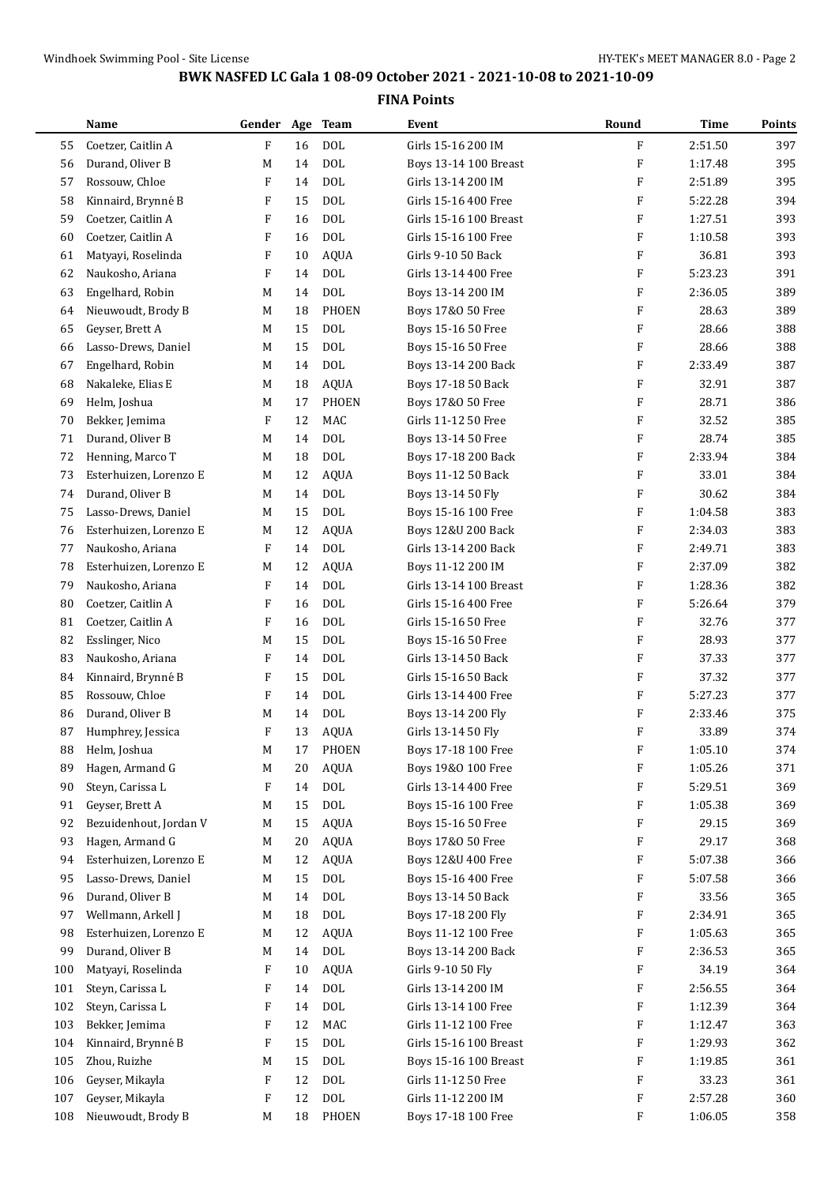## BWK NASFED LC Gala 1 08-09 October 2021 - 2021-10-08 to 2021-10-09

### FINA Points

| | Name | Gender | Age | Team | Event | Round | Time | Points |
|---|---|---|---|---|---|---|---|---|
| 55 | Coetzer, Caitlin A | F | 16 | DOL | Girls 15-16 200 IM | F | 2:51.50 | 397 |
| 56 | Durand, Oliver B | M | 14 | DOL | Boys 13-14 100 Breast | F | 1:17.48 | 395 |
| 57 | Rossouw, Chloe | F | 14 | DOL | Girls 13-14 200 IM | F | 2:51.89 | 395 |
| 58 | Kinnaird, Brynné B | F | 15 | DOL | Girls 15-16 400 Free | F | 5:22.28 | 394 |
| 59 | Coetzer, Caitlin A | F | 16 | DOL | Girls 15-16 100 Breast | F | 1:27.51 | 393 |
| 60 | Coetzer, Caitlin A | F | 16 | DOL | Girls 15-16 100 Free | F | 1:10.58 | 393 |
| 61 | Matyayi, Roselinda | F | 10 | AQUA | Girls 9-10 50 Back | F | 36.81 | 393 |
| 62 | Naukosho, Ariana | F | 14 | DOL | Girls 13-14 400 Free | F | 5:23.23 | 391 |
| 63 | Engelhard, Robin | M | 14 | DOL | Boys 13-14 200 IM | F | 2:36.05 | 389 |
| 64 | Nieuwoudt, Brody B | M | 18 | PHOEN | Boys 17&O 50 Free | F | 28.63 | 389 |
| 65 | Geyser, Brett A | M | 15 | DOL | Boys 15-16 50 Free | F | 28.66 | 388 |
| 66 | Lasso-Drews, Daniel | M | 15 | DOL | Boys 15-16 50 Free | F | 28.66 | 388 |
| 67 | Engelhard, Robin | M | 14 | DOL | Boys 13-14 200 Back | F | 2:33.49 | 387 |
| 68 | Nakaleke, Elias E | M | 18 | AQUA | Boys 17-18 50 Back | F | 32.91 | 387 |
| 69 | Helm, Joshua | M | 17 | PHOEN | Boys 17&O 50 Free | F | 28.71 | 386 |
| 70 | Bekker, Jemima | F | 12 | MAC | Girls 11-12 50 Free | F | 32.52 | 385 |
| 71 | Durand, Oliver B | M | 14 | DOL | Boys 13-14 50 Free | F | 28.74 | 385 |
| 72 | Henning, Marco T | M | 18 | DOL | Boys 17-18 200 Back | F | 2:33.94 | 384 |
| 73 | Esterhuizen, Lorenzo E | M | 12 | AQUA | Boys 11-12 50 Back | F | 33.01 | 384 |
| 74 | Durand, Oliver B | M | 14 | DOL | Boys 13-14 50 Fly | F | 30.62 | 384 |
| 75 | Lasso-Drews, Daniel | M | 15 | DOL | Boys 15-16 100 Free | F | 1:04.58 | 383 |
| 76 | Esterhuizen, Lorenzo E | M | 12 | AQUA | Boys 12&U 200 Back | F | 2:34.03 | 383 |
| 77 | Naukosho, Ariana | F | 14 | DOL | Girls 13-14 200 Back | F | 2:49.71 | 383 |
| 78 | Esterhuizen, Lorenzo E | M | 12 | AQUA | Boys 11-12 200 IM | F | 2:37.09 | 382 |
| 79 | Naukosho, Ariana | F | 14 | DOL | Girls 13-14 100 Breast | F | 1:28.36 | 382 |
| 80 | Coetzer, Caitlin A | F | 16 | DOL | Girls 15-16 400 Free | F | 5:26.64 | 379 |
| 81 | Coetzer, Caitlin A | F | 16 | DOL | Girls 15-16 50 Free | F | 32.76 | 377 |
| 82 | Esslinger, Nico | M | 15 | DOL | Boys 15-16 50 Free | F | 28.93 | 377 |
| 83 | Naukosho, Ariana | F | 14 | DOL | Girls 13-14 50 Back | F | 37.33 | 377 |
| 84 | Kinnaird, Brynné B | F | 15 | DOL | Girls 15-16 50 Back | F | 37.32 | 377 |
| 85 | Rossouw, Chloe | F | 14 | DOL | Girls 13-14 400 Free | F | 5:27.23 | 377 |
| 86 | Durand, Oliver B | M | 14 | DOL | Boys 13-14 200 Fly | F | 2:33.46 | 375 |
| 87 | Humphrey, Jessica | F | 13 | AQUA | Girls 13-14 50 Fly | F | 33.89 | 374 |
| 88 | Helm, Joshua | M | 17 | PHOEN | Boys 17-18 100 Free | F | 1:05.10 | 374 |
| 89 | Hagen, Armand G | M | 20 | AQUA | Boys 19&O 100 Free | F | 1:05.26 | 371 |
| 90 | Steyn, Carissa L | F | 14 | DOL | Girls 13-14 400 Free | F | 5:29.51 | 369 |
| 91 | Geyser, Brett A | M | 15 | DOL | Boys 15-16 100 Free | F | 1:05.38 | 369 |
| 92 | Bezuidenhout, Jordan V | M | 15 | AQUA | Boys 15-16 50 Free | F | 29.15 | 369 |
| 93 | Hagen, Armand G | M | 20 | AQUA | Boys 17&O 50 Free | F | 29.17 | 368 |
| 94 | Esterhuizen, Lorenzo E | M | 12 | AQUA | Boys 12&U 400 Free | F | 5:07.38 | 366 |
| 95 | Lasso-Drews, Daniel | M | 15 | DOL | Boys 15-16 400 Free | F | 5:07.58 | 366 |
| 96 | Durand, Oliver B | M | 14 | DOL | Boys 13-14 50 Back | F | 33.56 | 365 |
| 97 | Wellmann, Arkell J | M | 18 | DOL | Boys 17-18 200 Fly | F | 2:34.91 | 365 |
| 98 | Esterhuizen, Lorenzo E | M | 12 | AQUA | Boys 11-12 100 Free | F | 1:05.63 | 365 |
| 99 | Durand, Oliver B | M | 14 | DOL | Boys 13-14 200 Back | F | 2:36.53 | 365 |
| 100 | Matyayi, Roselinda | F | 10 | AQUA | Girls 9-10 50 Fly | F | 34.19 | 364 |
| 101 | Steyn, Carissa L | F | 14 | DOL | Girls 13-14 200 IM | F | 2:56.55 | 364 |
| 102 | Steyn, Carissa L | F | 14 | DOL | Girls 13-14 100 Free | F | 1:12.39 | 364 |
| 103 | Bekker, Jemima | F | 12 | MAC | Girls 11-12 100 Free | F | 1:12.47 | 363 |
| 104 | Kinnaird, Brynné B | F | 15 | DOL | Girls 15-16 100 Breast | F | 1:29.93 | 362 |
| 105 | Zhou, Ruizhe | M | 15 | DOL | Boys 15-16 100 Breast | F | 1:19.85 | 361 |
| 106 | Geyser, Mikayla | F | 12 | DOL | Girls 11-12 50 Free | F | 33.23 | 361 |
| 107 | Geyser, Mikayla | F | 12 | DOL | Girls 11-12 200 IM | F | 2:57.28 | 360 |
| 108 | Nieuwoudt, Brody B | M | 18 | PHOEN | Boys 17-18 100 Free | F | 1:06.05 | 358 |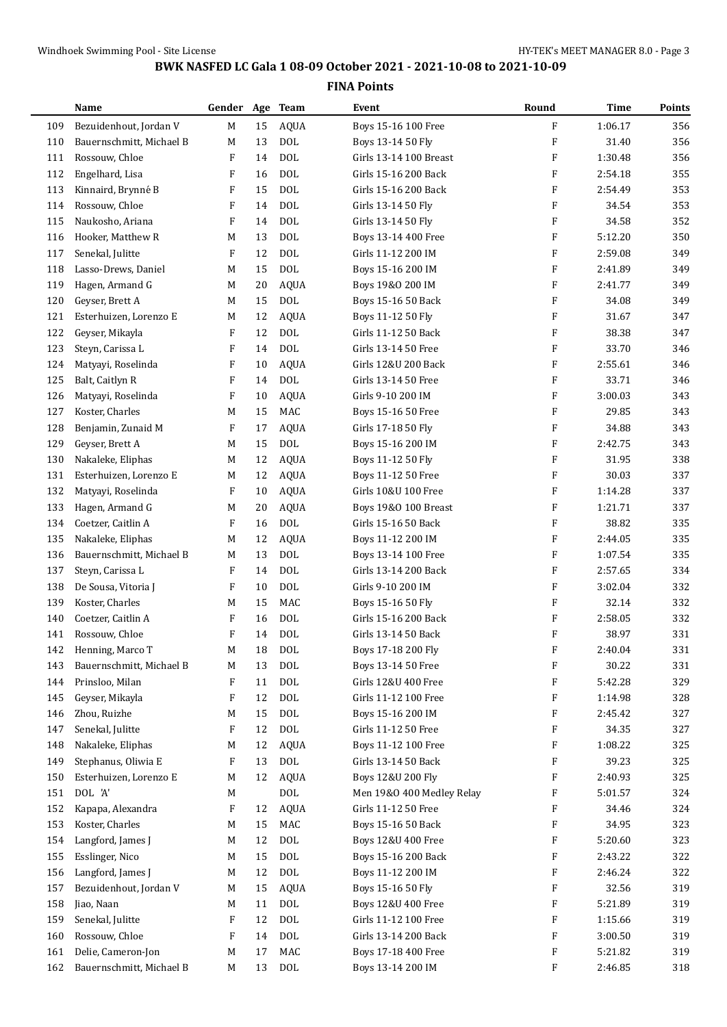## BWK NASFED LC Gala 1 08-09 October 2021 - 2021-10-08 to 2021-10-09

### FINA Points

| | Name | Gender | Age | Team | Event | Round | Time | Points |
|---|---|---|---|---|---|---|---|---|
| 109 | Bezuidenhout, Jordan V | M | 15 | AQUA | Boys 15-16 100 Free | F | 1:06.17 | 356 |
| 110 | Bauernschmitt, Michael B | M | 13 | DOL | Boys 13-14 50 Fly | F | 31.40 | 356 |
| 111 | Rossouw, Chloe | F | 14 | DOL | Girls 13-14 100 Breast | F | 1:30.48 | 356 |
| 112 | Engelhard, Lisa | F | 16 | DOL | Girls 15-16 200 Back | F | 2:54.18 | 355 |
| 113 | Kinnaird, Brynné B | F | 15 | DOL | Girls 15-16 200 Back | F | 2:54.49 | 353 |
| 114 | Rossouw, Chloe | F | 14 | DOL | Girls 13-14 50 Fly | F | 34.54 | 353 |
| 115 | Naukosho, Ariana | F | 14 | DOL | Girls 13-14 50 Fly | F | 34.58 | 352 |
| 116 | Hooker, Matthew R | M | 13 | DOL | Boys 13-14 400 Free | F | 5:12.20 | 350 |
| 117 | Senekal, Julitte | F | 12 | DOL | Girls 11-12 200 IM | F | 2:59.08 | 349 |
| 118 | Lasso-Drews, Daniel | M | 15 | DOL | Boys 15-16 200 IM | F | 2:41.89 | 349 |
| 119 | Hagen, Armand G | M | 20 | AQUA | Boys 19&O 200 IM | F | 2:41.77 | 349 |
| 120 | Geyser, Brett A | M | 15 | DOL | Boys 15-16 50 Back | F | 34.08 | 349 |
| 121 | Esterhuizen, Lorenzo E | M | 12 | AQUA | Boys 11-12 50 Fly | F | 31.67 | 347 |
| 122 | Geyser, Mikayla | F | 12 | DOL | Girls 11-12 50 Back | F | 38.38 | 347 |
| 123 | Steyn, Carissa L | F | 14 | DOL | Girls 13-14 50 Free | F | 33.70 | 346 |
| 124 | Matyayi, Roselinda | F | 10 | AQUA | Girls 12&U 200 Back | F | 2:55.61 | 346 |
| 125 | Balt, Caitlyn R | F | 14 | DOL | Girls 13-14 50 Free | F | 33.71 | 346 |
| 126 | Matyayi, Roselinda | F | 10 | AQUA | Girls 9-10 200 IM | F | 3:00.03 | 343 |
| 127 | Koster, Charles | M | 15 | MAC | Boys 15-16 50 Free | F | 29.85 | 343 |
| 128 | Benjamin, Zunaid M | F | 17 | AQUA | Girls 17-18 50 Fly | F | 34.88 | 343 |
| 129 | Geyser, Brett A | M | 15 | DOL | Boys 15-16 200 IM | F | 2:42.75 | 343 |
| 130 | Nakaleke, Eliphas | M | 12 | AQUA | Boys 11-12 50 Fly | F | 31.95 | 338 |
| 131 | Esterhuizen, Lorenzo E | M | 12 | AQUA | Boys 11-12 50 Free | F | 30.03 | 337 |
| 132 | Matyayi, Roselinda | F | 10 | AQUA | Girls 10&U 100 Free | F | 1:14.28 | 337 |
| 133 | Hagen, Armand G | M | 20 | AQUA | Boys 19&O 100 Breast | F | 1:21.71 | 337 |
| 134 | Coetzer, Caitlin A | F | 16 | DOL | Girls 15-16 50 Back | F | 38.82 | 335 |
| 135 | Nakaleke, Eliphas | M | 12 | AQUA | Boys 11-12 200 IM | F | 2:44.05 | 335 |
| 136 | Bauernschmitt, Michael B | M | 13 | DOL | Boys 13-14 100 Free | F | 1:07.54 | 335 |
| 137 | Steyn, Carissa L | F | 14 | DOL | Girls 13-14 200 Back | F | 2:57.65 | 334 |
| 138 | De Sousa, Vitoria J | F | 10 | DOL | Girls 9-10 200 IM | F | 3:02.04 | 332 |
| 139 | Koster, Charles | M | 15 | MAC | Boys 15-16 50 Fly | F | 32.14 | 332 |
| 140 | Coetzer, Caitlin A | F | 16 | DOL | Girls 15-16 200 Back | F | 2:58.05 | 332 |
| 141 | Rossouw, Chloe | F | 14 | DOL | Girls 13-14 50 Back | F | 38.97 | 331 |
| 142 | Henning, Marco T | M | 18 | DOL | Boys 17-18 200 Fly | F | 2:40.04 | 331 |
| 143 | Bauernschmitt, Michael B | M | 13 | DOL | Boys 13-14 50 Free | F | 30.22 | 331 |
| 144 | Prinsloo, Milan | F | 11 | DOL | Girls 12&U 400 Free | F | 5:42.28 | 329 |
| 145 | Geyser, Mikayla | F | 12 | DOL | Girls 11-12 100 Free | F | 1:14.98 | 328 |
| 146 | Zhou, Ruizhe | M | 15 | DOL | Boys 15-16 200 IM | F | 2:45.42 | 327 |
| 147 | Senekal, Julitte | F | 12 | DOL | Girls 11-12 50 Free | F | 34.35 | 327 |
| 148 | Nakaleke, Eliphas | M | 12 | AQUA | Boys 11-12 100 Free | F | 1:08.22 | 325 |
| 149 | Stephanus, Oliwia E | F | 13 | DOL | Girls 13-14 50 Back | F | 39.23 | 325 |
| 150 | Esterhuizen, Lorenzo E | M | 12 | AQUA | Boys 12&U 200 Fly | F | 2:40.93 | 325 |
| 151 | DOL 'A' | M | | DOL | Men 19&O 400 Medley Relay | F | 5:01.57 | 324 |
| 152 | Kapapa, Alexandra | F | 12 | AQUA | Girls 11-12 50 Free | F | 34.46 | 324 |
| 153 | Koster, Charles | M | 15 | MAC | Boys 15-16 50 Back | F | 34.95 | 323 |
| 154 | Langford, James J | M | 12 | DOL | Boys 12&U 400 Free | F | 5:20.60 | 323 |
| 155 | Esslinger, Nico | M | 15 | DOL | Boys 15-16 200 Back | F | 2:43.22 | 322 |
| 156 | Langford, James J | M | 12 | DOL | Boys 11-12 200 IM | F | 2:46.24 | 322 |
| 157 | Bezuidenhout, Jordan V | M | 15 | AQUA | Boys 15-16 50 Fly | F | 32.56 | 319 |
| 158 | Jiao, Naan | M | 11 | DOL | Boys 12&U 400 Free | F | 5:21.89 | 319 |
| 159 | Senekal, Julitte | F | 12 | DOL | Girls 11-12 100 Free | F | 1:15.66 | 319 |
| 160 | Rossouw, Chloe | F | 14 | DOL | Girls 13-14 200 Back | F | 3:00.50 | 319 |
| 161 | Delie, Cameron-Jon | M | 17 | MAC | Boys 17-18 400 Free | F | 5:21.82 | 319 |
| 162 | Bauernschmitt, Michael B | M | 13 | DOL | Boys 13-14 200 IM | F | 2:46.85 | 318 |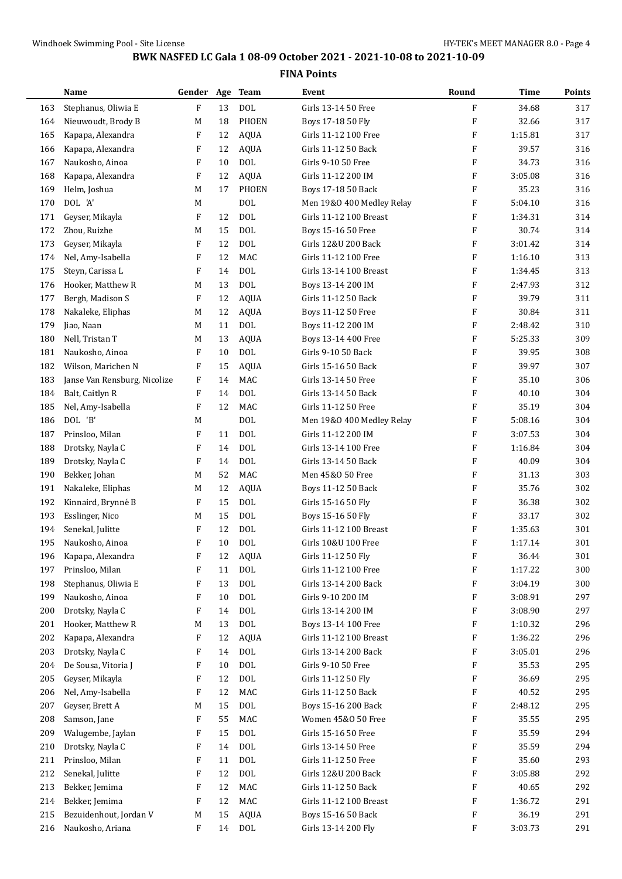## BWK NASFED LC Gala 1 08-09 October 2021 - 2021-10-08 to 2021-10-09

### FINA Points

| | Name | Gender | Age | Team | Event | Round | Time | Points |
|---|---|---|---|---|---|---|---|---|
| 163 | Stephanus, Oliwia E | F | 13 | DOL | Girls 13-14 50 Free | F | 34.68 | 317 |
| 164 | Nieuwoudt, Brody B | M | 18 | PHOEN | Boys 17-18 50 Fly | F | 32.66 | 317 |
| 165 | Kapapa, Alexandra | F | 12 | AQUA | Girls 11-12 100 Free | F | 1:15.81 | 317 |
| 166 | Kapapa, Alexandra | F | 12 | AQUA | Girls 11-12 50 Back | F | 39.57 | 316 |
| 167 | Naukosho, Ainoa | F | 10 | DOL | Girls 9-10 50 Free | F | 34.73 | 316 |
| 168 | Kapapa, Alexandra | F | 12 | AQUA | Girls 11-12 200 IM | F | 3:05.08 | 316 |
| 169 | Helm, Joshua | M | 17 | PHOEN | Boys 17-18 50 Back | F | 35.23 | 316 |
| 170 | DOL 'A' | M | | DOL | Men 19&O 400 Medley Relay | F | 5:04.10 | 316 |
| 171 | Geyser, Mikayla | F | 12 | DOL | Girls 11-12 100 Breast | F | 1:34.31 | 314 |
| 172 | Zhou, Ruizhe | M | 15 | DOL | Boys 15-16 50 Free | F | 30.74 | 314 |
| 173 | Geyser, Mikayla | F | 12 | DOL | Girls 12&U 200 Back | F | 3:01.42 | 314 |
| 174 | Nel, Amy-Isabella | F | 12 | MAC | Girls 11-12 100 Free | F | 1:16.10 | 313 |
| 175 | Steyn, Carissa L | F | 14 | DOL | Girls 13-14 100 Breast | F | 1:34.45 | 313 |
| 176 | Hooker, Matthew R | M | 13 | DOL | Boys 13-14 200 IM | F | 2:47.93 | 312 |
| 177 | Bergh, Madison S | F | 12 | AQUA | Girls 11-12 50 Back | F | 39.79 | 311 |
| 178 | Nakaleke, Eliphas | M | 12 | AQUA | Boys 11-12 50 Free | F | 30.84 | 311 |
| 179 | Jiao, Naan | M | 11 | DOL | Boys 11-12 200 IM | F | 2:48.42 | 310 |
| 180 | Nell, Tristan T | M | 13 | AQUA | Boys 13-14 400 Free | F | 5:25.33 | 309 |
| 181 | Naukosho, Ainoa | F | 10 | DOL | Girls 9-10 50 Back | F | 39.95 | 308 |
| 182 | Wilson, Marichen N | F | 15 | AQUA | Girls 15-16 50 Back | F | 39.97 | 307 |
| 183 | Janse Van Rensburg, Nicolize | F | 14 | MAC | Girls 13-14 50 Free | F | 35.10 | 306 |
| 184 | Balt, Caitlyn R | F | 14 | DOL | Girls 13-14 50 Back | F | 40.10 | 304 |
| 185 | Nel, Amy-Isabella | F | 12 | MAC | Girls 11-12 50 Free | F | 35.19 | 304 |
| 186 | DOL 'B' | M | | DOL | Men 19&O 400 Medley Relay | F | 5:08.16 | 304 |
| 187 | Prinsloo, Milan | F | 11 | DOL | Girls 11-12 200 IM | F | 3:07.53 | 304 |
| 188 | Drotsky, Nayla C | F | 14 | DOL | Girls 13-14 100 Free | F | 1:16.84 | 304 |
| 189 | Drotsky, Nayla C | F | 14 | DOL | Girls 13-14 50 Back | F | 40.09 | 304 |
| 190 | Bekker, Johan | M | 52 | MAC | Men 45&O 50 Free | F | 31.13 | 303 |
| 191 | Nakaleke, Eliphas | M | 12 | AQUA | Boys 11-12 50 Back | F | 35.76 | 302 |
| 192 | Kinnaird, Brynné B | F | 15 | DOL | Girls 15-16 50 Fly | F | 36.38 | 302 |
| 193 | Esslinger, Nico | M | 15 | DOL | Boys 15-16 50 Fly | F | 33.17 | 302 |
| 194 | Senekal, Julitte | F | 12 | DOL | Girls 11-12 100 Breast | F | 1:35.63 | 301 |
| 195 | Naukosho, Ainoa | F | 10 | DOL | Girls 10&U 100 Free | F | 1:17.14 | 301 |
| 196 | Kapapa, Alexandra | F | 12 | AQUA | Girls 11-12 50 Fly | F | 36.44 | 301 |
| 197 | Prinsloo, Milan | F | 11 | DOL | Girls 11-12 100 Free | F | 1:17.22 | 300 |
| 198 | Stephanus, Oliwia E | F | 13 | DOL | Girls 13-14 200 Back | F | 3:04.19 | 300 |
| 199 | Naukosho, Ainoa | F | 10 | DOL | Girls 9-10 200 IM | F | 3:08.91 | 297 |
| 200 | Drotsky, Nayla C | F | 14 | DOL | Girls 13-14 200 IM | F | 3:08.90 | 297 |
| 201 | Hooker, Matthew R | M | 13 | DOL | Boys 13-14 100 Free | F | 1:10.32 | 296 |
| 202 | Kapapa, Alexandra | F | 12 | AQUA | Girls 11-12 100 Breast | F | 1:36.22 | 296 |
| 203 | Drotsky, Nayla C | F | 14 | DOL | Girls 13-14 200 Back | F | 3:05.01 | 296 |
| 204 | De Sousa, Vitoria J | F | 10 | DOL | Girls 9-10 50 Free | F | 35.53 | 295 |
| 205 | Geyser, Mikayla | F | 12 | DOL | Girls 11-12 50 Fly | F | 36.69 | 295 |
| 206 | Nel, Amy-Isabella | F | 12 | MAC | Girls 11-12 50 Back | F | 40.52 | 295 |
| 207 | Geyser, Brett A | M | 15 | DOL | Boys 15-16 200 Back | F | 2:48.12 | 295 |
| 208 | Samson, Jane | F | 55 | MAC | Women 45&O 50 Free | F | 35.55 | 295 |
| 209 | Walugembe, Jaylan | F | 15 | DOL | Girls 15-16 50 Free | F | 35.59 | 294 |
| 210 | Drotsky, Nayla C | F | 14 | DOL | Girls 13-14 50 Free | F | 35.59 | 294 |
| 211 | Prinsloo, Milan | F | 11 | DOL | Girls 11-12 50 Free | F | 35.60 | 293 |
| 212 | Senekal, Julitte | F | 12 | DOL | Girls 12&U 200 Back | F | 3:05.88 | 292 |
| 213 | Bekker, Jemima | F | 12 | MAC | Girls 11-12 50 Back | F | 40.65 | 292 |
| 214 | Bekker, Jemima | F | 12 | MAC | Girls 11-12 100 Breast | F | 1:36.72 | 291 |
| 215 | Bezuidenhout, Jordan V | M | 15 | AQUA | Boys 15-16 50 Back | F | 36.19 | 291 |
| 216 | Naukosho, Ariana | F | 14 | DOL | Girls 13-14 200 Fly | F | 3:03.73 | 291 |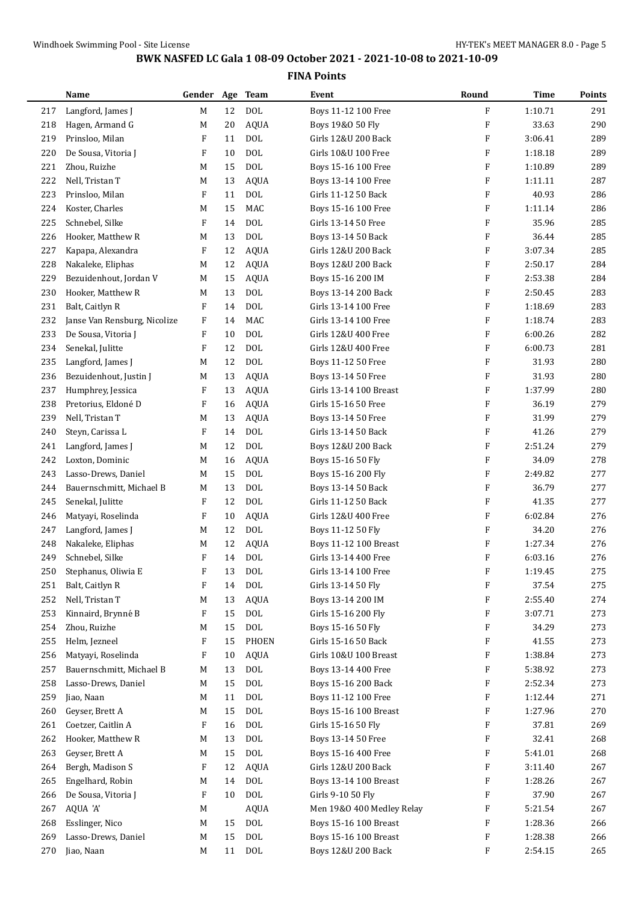# BWK NASFED LC Gala 1 08-09 October 2021 - 2021-10-08 to 2021-10-09

## FINA Points

| | Name | Gender | Age | Team | Event | Round | Time | Points |
|---|---|---|---|---|---|---|---|---|
| 217 | Langford, James J | M | 12 | DOL | Boys 11-12 100 Free | F | 1:10.71 | 291 |
| 218 | Hagen, Armand G | M | 20 | AQUA | Boys 19&O 50 Fly | F | 33.63 | 290 |
| 219 | Prinsloo, Milan | F | 11 | DOL | Girls 12&U 200 Back | F | 3:06.41 | 289 |
| 220 | De Sousa, Vitoria J | F | 10 | DOL | Girls 10&U 100 Free | F | 1:18.18 | 289 |
| 221 | Zhou, Ruizhe | M | 15 | DOL | Boys 15-16 100 Free | F | 1:10.89 | 289 |
| 222 | Nell, Tristan T | M | 13 | AQUA | Boys 13-14 100 Free | F | 1:11.11 | 287 |
| 223 | Prinsloo, Milan | F | 11 | DOL | Girls 11-12 50 Back | F | 40.93 | 286 |
| 224 | Koster, Charles | M | 15 | MAC | Boys 15-16 100 Free | F | 1:11.14 | 286 |
| 225 | Schnebel, Silke | F | 14 | DOL | Girls 13-14 50 Free | F | 35.96 | 285 |
| 226 | Hooker, Matthew R | M | 13 | DOL | Boys 13-14 50 Back | F | 36.44 | 285 |
| 227 | Kapapa, Alexandra | F | 12 | AQUA | Girls 12&U 200 Back | F | 3:07.34 | 285 |
| 228 | Nakaleke, Eliphas | M | 12 | AQUA | Boys 12&U 200 Back | F | 2:50.17 | 284 |
| 229 | Bezuidenhout, Jordan V | M | 15 | AQUA | Boys 15-16 200 IM | F | 2:53.38 | 284 |
| 230 | Hooker, Matthew R | M | 13 | DOL | Boys 13-14 200 Back | F | 2:50.45 | 283 |
| 231 | Balt, Caitlyn R | F | 14 | DOL | Girls 13-14 100 Free | F | 1:18.69 | 283 |
| 232 | Janse Van Rensburg, Nicolize | F | 14 | MAC | Girls 13-14 100 Free | F | 1:18.74 | 283 |
| 233 | De Sousa, Vitoria J | F | 10 | DOL | Girls 12&U 400 Free | F | 6:00.26 | 282 |
| 234 | Senekal, Julitte | F | 12 | DOL | Girls 12&U 400 Free | F | 6:00.73 | 281 |
| 235 | Langford, James J | M | 12 | DOL | Boys 11-12 50 Free | F | 31.93 | 280 |
| 236 | Bezuidenhout, Justin J | M | 13 | AQUA | Boys 13-14 50 Free | F | 31.93 | 280 |
| 237 | Humphrey, Jessica | F | 13 | AQUA | Girls 13-14 100 Breast | F | 1:37.99 | 280 |
| 238 | Pretorius, Eldoné D | F | 16 | AQUA | Girls 15-16 50 Free | F | 36.19 | 279 |
| 239 | Nell, Tristan T | M | 13 | AQUA | Boys 13-14 50 Free | F | 31.99 | 279 |
| 240 | Steyn, Carissa L | F | 14 | DOL | Girls 13-14 50 Back | F | 41.26 | 279 |
| 241 | Langford, James J | M | 12 | DOL | Boys 12&U 200 Back | F | 2:51.24 | 279 |
| 242 | Loxton, Dominic | M | 16 | AQUA | Boys 15-16 50 Fly | F | 34.09 | 278 |
| 243 | Lasso-Drews, Daniel | M | 15 | DOL | Boys 15-16 200 Fly | F | 2:49.82 | 277 |
| 244 | Bauernschmitt, Michael B | M | 13 | DOL | Boys 13-14 50 Back | F | 36.79 | 277 |
| 245 | Senekal, Julitte | F | 12 | DOL | Girls 11-12 50 Back | F | 41.35 | 277 |
| 246 | Matyayi, Roselinda | F | 10 | AQUA | Girls 12&U 400 Free | F | 6:02.84 | 276 |
| 247 | Langford, James J | M | 12 | DOL | Boys 11-12 50 Fly | F | 34.20 | 276 |
| 248 | Nakaleke, Eliphas | M | 12 | AQUA | Boys 11-12 100 Breast | F | 1:27.34 | 276 |
| 249 | Schnebel, Silke | F | 14 | DOL | Girls 13-14 400 Free | F | 6:03.16 | 276 |
| 250 | Stephanus, Oliwia E | F | 13 | DOL | Girls 13-14 100 Free | F | 1:19.45 | 275 |
| 251 | Balt, Caitlyn R | F | 14 | DOL | Girls 13-14 50 Fly | F | 37.54 | 275 |
| 252 | Nell, Tristan T | M | 13 | AQUA | Boys 13-14 200 IM | F | 2:55.40 | 274 |
| 253 | Kinnaird, Brynné B | F | 15 | DOL | Girls 15-16 200 Fly | F | 3:07.71 | 273 |
| 254 | Zhou, Ruizhe | M | 15 | DOL | Boys 15-16 50 Fly | F | 34.29 | 273 |
| 255 | Helm, Jezneel | F | 15 | PHOEN | Girls 15-16 50 Back | F | 41.55 | 273 |
| 256 | Matyayi, Roselinda | F | 10 | AQUA | Girls 10&U 100 Breast | F | 1:38.84 | 273 |
| 257 | Bauernschmitt, Michael B | M | 13 | DOL | Boys 13-14 400 Free | F | 5:38.92 | 273 |
| 258 | Lasso-Drews, Daniel | M | 15 | DOL | Boys 15-16 200 Back | F | 2:52.34 | 273 |
| 259 | Jiao, Naan | M | 11 | DOL | Boys 11-12 100 Free | F | 1:12.44 | 271 |
| 260 | Geyser, Brett A | M | 15 | DOL | Boys 15-16 100 Breast | F | 1:27.96 | 270 |
| 261 | Coetzer, Caitlin A | F | 16 | DOL | Girls 15-16 50 Fly | F | 37.81 | 269 |
| 262 | Hooker, Matthew R | M | 13 | DOL | Boys 13-14 50 Free | F | 32.41 | 268 |
| 263 | Geyser, Brett A | M | 15 | DOL | Boys 15-16 400 Free | F | 5:41.01 | 268 |
| 264 | Bergh, Madison S | F | 12 | AQUA | Girls 12&U 200 Back | F | 3:11.40 | 267 |
| 265 | Engelhard, Robin | M | 14 | DOL | Boys 13-14 100 Breast | F | 1:28.26 | 267 |
| 266 | De Sousa, Vitoria J | F | 10 | DOL | Girls 9-10 50 Fly | F | 37.90 | 267 |
| 267 | AQUA 'A' | M | | AQUA | Men 19&O 400 Medley Relay | F | 5:21.54 | 267 |
| 268 | Esslinger, Nico | M | 15 | DOL | Boys 15-16 100 Breast | F | 1:28.36 | 266 |
| 269 | Lasso-Drews, Daniel | M | 15 | DOL | Boys 15-16 100 Breast | F | 1:28.38 | 266 |
| 270 | Jiao, Naan | M | 11 | DOL | Boys 12&U 200 Back | F | 2:54.15 | 265 |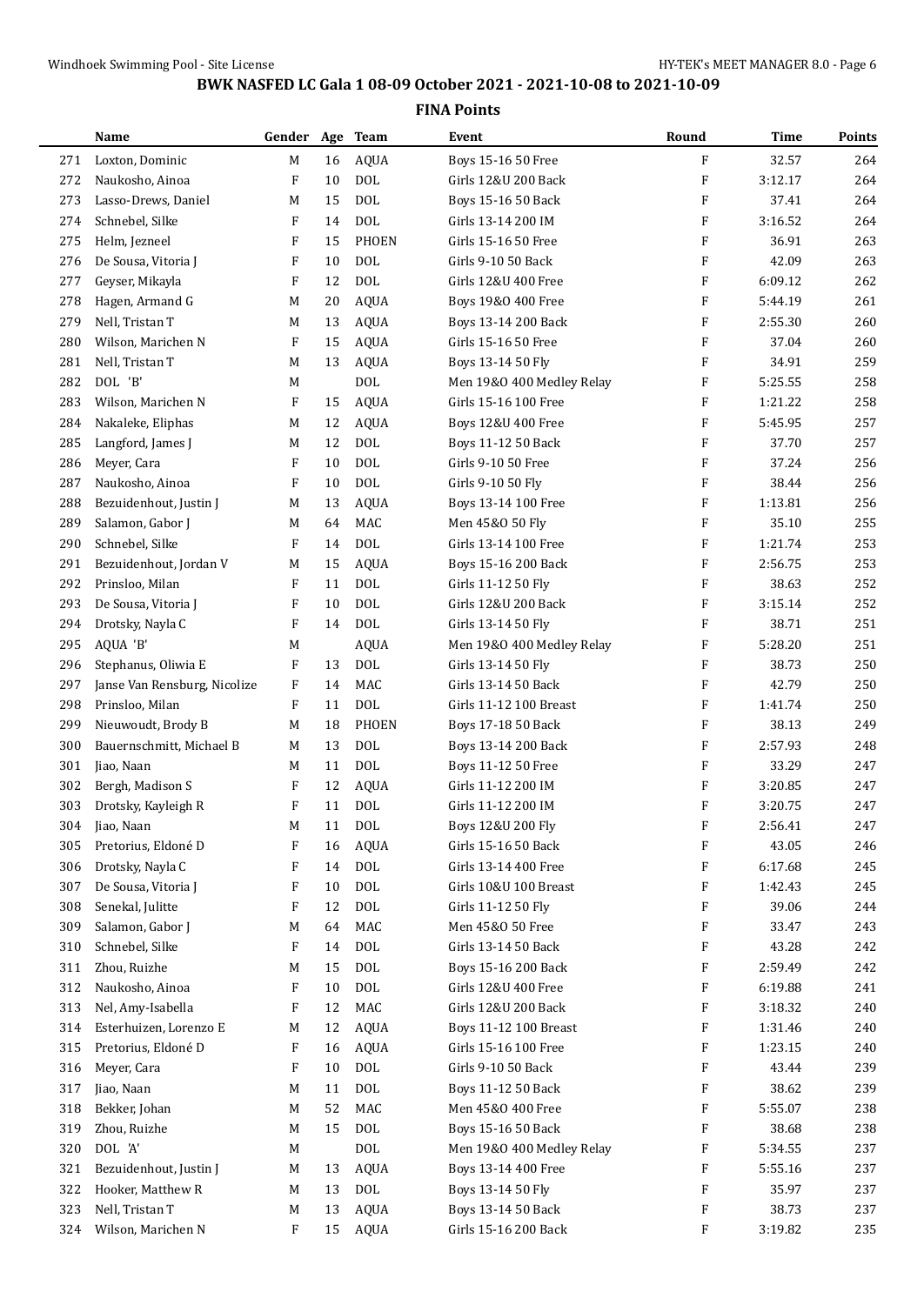## BWK NASFED LC Gala 1 08-09 October 2021 - 2021-10-08 to 2021-10-09

### FINA Points

| | Name | Gender | Age | Team | Event | Round | Time | Points |
|---|---|---|---|---|---|---|---|---|
| 271 | Loxton, Dominic | M | 16 | AQUA | Boys 15-16 50 Free | F | 32.57 | 264 |
| 272 | Naukosho, Ainoa | F | 10 | DOL | Girls 12&U 200 Back | F | 3:12.17 | 264 |
| 273 | Lasso-Drews, Daniel | M | 15 | DOL | Boys 15-16 50 Back | F | 37.41 | 264 |
| 274 | Schnebel, Silke | F | 14 | DOL | Girls 13-14 200 IM | F | 3:16.52 | 264 |
| 275 | Helm, Jezneel | F | 15 | PHOEN | Girls 15-16 50 Free | F | 36.91 | 263 |
| 276 | De Sousa, Vitoria J | F | 10 | DOL | Girls 9-10 50 Back | F | 42.09 | 263 |
| 277 | Geyser, Mikayla | F | 12 | DOL | Girls 12&U 400 Free | F | 6:09.12 | 262 |
| 278 | Hagen, Armand G | M | 20 | AQUA | Boys 19&O 400 Free | F | 5:44.19 | 261 |
| 279 | Nell, Tristan T | M | 13 | AQUA | Boys 13-14 200 Back | F | 2:55.30 | 260 |
| 280 | Wilson, Marichen N | F | 15 | AQUA | Girls 15-16 50 Free | F | 37.04 | 260 |
| 281 | Nell, Tristan T | M | 13 | AQUA | Boys 13-14 50 Fly | F | 34.91 | 259 |
| 282 | DOL 'B' | M | | DOL | Men 19&O 400 Medley Relay | F | 5:25.55 | 258 |
| 283 | Wilson, Marichen N | F | 15 | AQUA | Girls 15-16 100 Free | F | 1:21.22 | 258 |
| 284 | Nakaleke, Eliphas | M | 12 | AQUA | Boys 12&U 400 Free | F | 5:45.95 | 257 |
| 285 | Langford, James J | M | 12 | DOL | Boys 11-12 50 Back | F | 37.70 | 257 |
| 286 | Meyer, Cara | F | 10 | DOL | Girls 9-10 50 Free | F | 37.24 | 256 |
| 287 | Naukosho, Ainoa | F | 10 | DOL | Girls 9-10 50 Fly | F | 38.44 | 256 |
| 288 | Bezuidenhout, Justin J | M | 13 | AQUA | Boys 13-14 100 Free | F | 1:13.81 | 256 |
| 289 | Salamon, Gabor J | M | 64 | MAC | Men 45&O 50 Fly | F | 35.10 | 255 |
| 290 | Schnebel, Silke | F | 14 | DOL | Girls 13-14 100 Free | F | 1:21.74 | 253 |
| 291 | Bezuidenhout, Jordan V | M | 15 | AQUA | Boys 15-16 200 Back | F | 2:56.75 | 253 |
| 292 | Prinsloo, Milan | F | 11 | DOL | Girls 11-12 50 Fly | F | 38.63 | 252 |
| 293 | De Sousa, Vitoria J | F | 10 | DOL | Girls 12&U 200 Back | F | 3:15.14 | 252 |
| 294 | Drotsky, Nayla C | F | 14 | DOL | Girls 13-14 50 Fly | F | 38.71 | 251 |
| 295 | AQUA 'B' | M | | AQUA | Men 19&O 400 Medley Relay | F | 5:28.20 | 251 |
| 296 | Stephanus, Oliwia E | F | 13 | DOL | Girls 13-14 50 Fly | F | 38.73 | 250 |
| 297 | Janse Van Rensburg, Nicolize | F | 14 | MAC | Girls 13-14 50 Back | F | 42.79 | 250 |
| 298 | Prinsloo, Milan | F | 11 | DOL | Girls 11-12 100 Breast | F | 1:41.74 | 250 |
| 299 | Nieuwoudt, Brody B | M | 18 | PHOEN | Boys 17-18 50 Back | F | 38.13 | 249 |
| 300 | Bauernschmitt, Michael B | M | 13 | DOL | Boys 13-14 200 Back | F | 2:57.93 | 248 |
| 301 | Jiao, Naan | M | 11 | DOL | Boys 11-12 50 Free | F | 33.29 | 247 |
| 302 | Bergh, Madison S | F | 12 | AQUA | Girls 11-12 200 IM | F | 3:20.85 | 247 |
| 303 | Drotsky, Kayleigh R | F | 11 | DOL | Girls 11-12 200 IM | F | 3:20.75 | 247 |
| 304 | Jiao, Naan | M | 11 | DOL | Boys 12&U 200 Fly | F | 2:56.41 | 247 |
| 305 | Pretorius, Eldoné D | F | 16 | AQUA | Girls 15-16 50 Back | F | 43.05 | 246 |
| 306 | Drotsky, Nayla C | F | 14 | DOL | Girls 13-14 400 Free | F | 6:17.68 | 245 |
| 307 | De Sousa, Vitoria J | F | 10 | DOL | Girls 10&U 100 Breast | F | 1:42.43 | 245 |
| 308 | Senekal, Julitte | F | 12 | DOL | Girls 11-12 50 Fly | F | 39.06 | 244 |
| 309 | Salamon, Gabor J | M | 64 | MAC | Men 45&O 50 Free | F | 33.47 | 243 |
| 310 | Schnebel, Silke | F | 14 | DOL | Girls 13-14 50 Back | F | 43.28 | 242 |
| 311 | Zhou, Ruizhe | M | 15 | DOL | Boys 15-16 200 Back | F | 2:59.49 | 242 |
| 312 | Naukosho, Ainoa | F | 10 | DOL | Girls 12&U 400 Free | F | 6:19.88 | 241 |
| 313 | Nel, Amy-Isabella | F | 12 | MAC | Girls 12&U 200 Back | F | 3:18.32 | 240 |
| 314 | Esterhuizen, Lorenzo E | M | 12 | AQUA | Boys 11-12 100 Breast | F | 1:31.46 | 240 |
| 315 | Pretorius, Eldoné D | F | 16 | AQUA | Girls 15-16 100 Free | F | 1:23.15 | 240 |
| 316 | Meyer, Cara | F | 10 | DOL | Girls 9-10 50 Back | F | 43.44 | 239 |
| 317 | Jiao, Naan | M | 11 | DOL | Boys 11-12 50 Back | F | 38.62 | 239 |
| 318 | Bekker, Johan | M | 52 | MAC | Men 45&O 400 Free | F | 5:55.07 | 238 |
| 319 | Zhou, Ruizhe | M | 15 | DOL | Boys 15-16 50 Back | F | 38.68 | 238 |
| 320 | DOL 'A' | M | | DOL | Men 19&O 400 Medley Relay | F | 5:34.55 | 237 |
| 321 | Bezuidenhout, Justin J | M | 13 | AQUA | Boys 13-14 400 Free | F | 5:55.16 | 237 |
| 322 | Hooker, Matthew R | M | 13 | DOL | Boys 13-14 50 Fly | F | 35.97 | 237 |
| 323 | Nell, Tristan T | M | 13 | AQUA | Boys 13-14 50 Back | F | 38.73 | 237 |
| 324 | Wilson, Marichen N | F | 15 | AQUA | Girls 15-16 200 Back | F | 3:19.82 | 235 |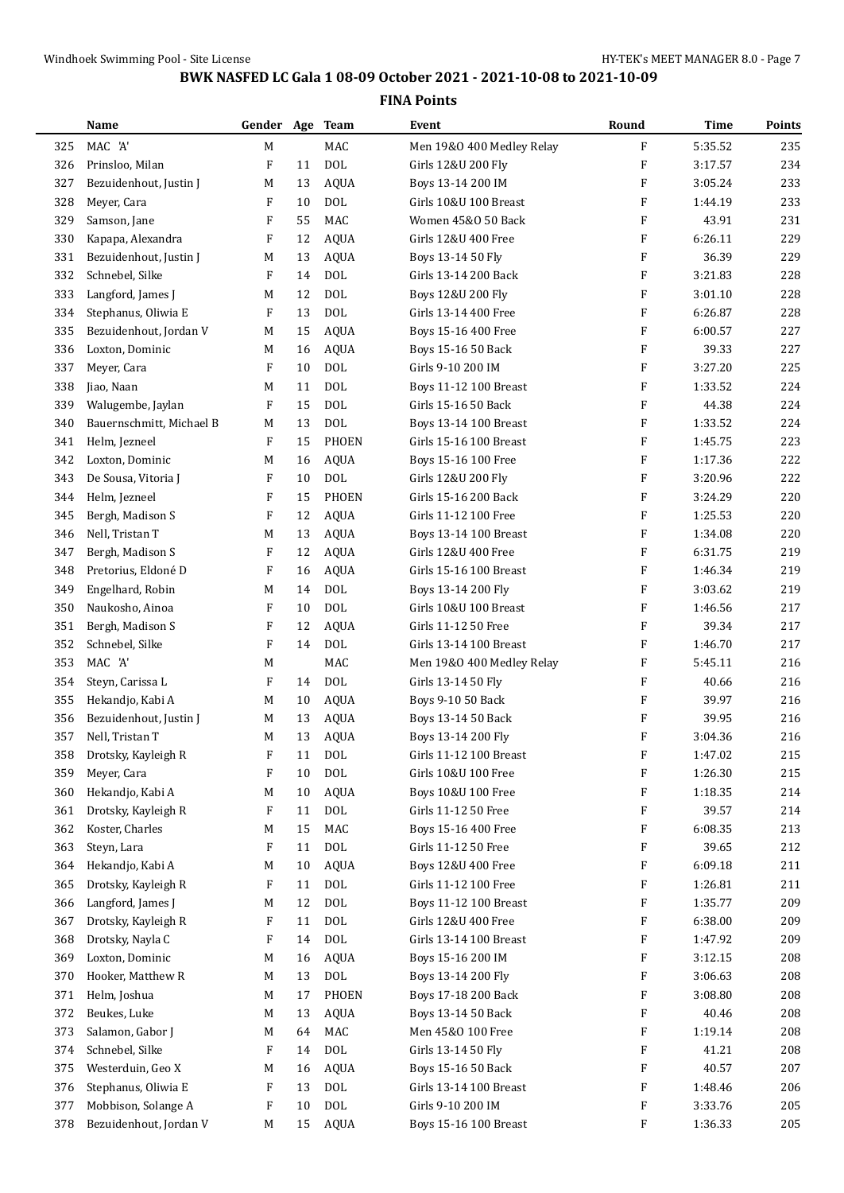## BWK NASFED LC Gala 1 08-09 October 2021 - 2021-10-08 to 2021-10-09

### FINA Points

| | Name | Gender | Age | Team | Event | Round | Time | Points |
|---|---|---|---|---|---|---|---|---|
| 325 | MAC 'A' | M | | MAC | Men 19&O 400 Medley Relay | F | 5:35.52 | 235 |
| 326 | Prinsloo, Milan | F | 11 | DOL | Girls 12&U 200 Fly | F | 3:17.57 | 234 |
| 327 | Bezuidenhout, Justin J | M | 13 | AQUA | Boys 13-14 200 IM | F | 3:05.24 | 233 |
| 328 | Meyer, Cara | F | 10 | DOL | Girls 10&U 100 Breast | F | 1:44.19 | 233 |
| 329 | Samson, Jane | F | 55 | MAC | Women 45&O 50 Back | F | 43.91 | 231 |
| 330 | Kapapa, Alexandra | F | 12 | AQUA | Girls 12&U 400 Free | F | 6:26.11 | 229 |
| 331 | Bezuidenhout, Justin J | M | 13 | AQUA | Boys 13-14 50 Fly | F | 36.39 | 229 |
| 332 | Schnebel, Silke | F | 14 | DOL | Girls 13-14 200 Back | F | 3:21.83 | 228 |
| 333 | Langford, James J | M | 12 | DOL | Boys 12&U 200 Fly | F | 3:01.10 | 228 |
| 334 | Stephanus, Oliwia E | F | 13 | DOL | Girls 13-14 400 Free | F | 6:26.87 | 228 |
| 335 | Bezuidenhout, Jordan V | M | 15 | AQUA | Boys 15-16 400 Free | F | 6:00.57 | 227 |
| 336 | Loxton, Dominic | M | 16 | AQUA | Boys 15-16 50 Back | F | 39.33 | 227 |
| 337 | Meyer, Cara | F | 10 | DOL | Girls 9-10 200 IM | F | 3:27.20 | 225 |
| 338 | Jiao, Naan | M | 11 | DOL | Boys 11-12 100 Breast | F | 1:33.52 | 224 |
| 339 | Walugembe, Jaylan | F | 15 | DOL | Girls 15-16 50 Back | F | 44.38 | 224 |
| 340 | Bauernschmitt, Michael B | M | 13 | DOL | Boys 13-14 100 Breast | F | 1:33.52 | 224 |
| 341 | Helm, Jezneel | F | 15 | PHOEN | Girls 15-16 100 Breast | F | 1:45.75 | 223 |
| 342 | Loxton, Dominic | M | 16 | AQUA | Boys 15-16 100 Free | F | 1:17.36 | 222 |
| 343 | De Sousa, Vitoria J | F | 10 | DOL | Girls 12&U 200 Fly | F | 3:20.96 | 222 |
| 344 | Helm, Jezneel | F | 15 | PHOEN | Girls 15-16 200 Back | F | 3:24.29 | 220 |
| 345 | Bergh, Madison S | F | 12 | AQUA | Girls 11-12 100 Free | F | 1:25.53 | 220 |
| 346 | Nell, Tristan T | M | 13 | AQUA | Boys 13-14 100 Breast | F | 1:34.08 | 220 |
| 347 | Bergh, Madison S | F | 12 | AQUA | Girls 12&U 400 Free | F | 6:31.75 | 219 |
| 348 | Pretorius, Eldoné D | F | 16 | AQUA | Girls 15-16 100 Breast | F | 1:46.34 | 219 |
| 349 | Engelhard, Robin | M | 14 | DOL | Boys 13-14 200 Fly | F | 3:03.62 | 219 |
| 350 | Naukosho, Ainoa | F | 10 | DOL | Girls 10&U 100 Breast | F | 1:46.56 | 217 |
| 351 | Bergh, Madison S | F | 12 | AQUA | Girls 11-12 50 Free | F | 39.34 | 217 |
| 352 | Schnebel, Silke | F | 14 | DOL | Girls 13-14 100 Breast | F | 1:46.70 | 217 |
| 353 | MAC 'A' | M | | MAC | Men 19&O 400 Medley Relay | F | 5:45.11 | 216 |
| 354 | Steyn, Carissa L | F | 14 | DOL | Girls 13-14 50 Fly | F | 40.66 | 216 |
| 355 | Hekandjo, Kabi A | M | 10 | AQUA | Boys 9-10 50 Back | F | 39.97 | 216 |
| 356 | Bezuidenhout, Justin J | M | 13 | AQUA | Boys 13-14 50 Back | F | 39.95 | 216 |
| 357 | Nell, Tristan T | M | 13 | AQUA | Boys 13-14 200 Fly | F | 3:04.36 | 216 |
| 358 | Drotsky, Kayleigh R | F | 11 | DOL | Girls 11-12 100 Breast | F | 1:47.02 | 215 |
| 359 | Meyer, Cara | F | 10 | DOL | Girls 10&U 100 Free | F | 1:26.30 | 215 |
| 360 | Hekandjo, Kabi A | M | 10 | AQUA | Boys 10&U 100 Free | F | 1:18.35 | 214 |
| 361 | Drotsky, Kayleigh R | F | 11 | DOL | Girls 11-12 50 Free | F | 39.57 | 214 |
| 362 | Koster, Charles | M | 15 | MAC | Boys 15-16 400 Free | F | 6:08.35 | 213 |
| 363 | Steyn, Lara | F | 11 | DOL | Girls 11-12 50 Free | F | 39.65 | 212 |
| 364 | Hekandjo, Kabi A | M | 10 | AQUA | Boys 12&U 400 Free | F | 6:09.18 | 211 |
| 365 | Drotsky, Kayleigh R | F | 11 | DOL | Girls 11-12 100 Free | F | 1:26.81 | 211 |
| 366 | Langford, James J | M | 12 | DOL | Boys 11-12 100 Breast | F | 1:35.77 | 209 |
| 367 | Drotsky, Kayleigh R | F | 11 | DOL | Girls 12&U 400 Free | F | 6:38.00 | 209 |
| 368 | Drotsky, Nayla C | F | 14 | DOL | Girls 13-14 100 Breast | F | 1:47.92 | 209 |
| 369 | Loxton, Dominic | M | 16 | AQUA | Boys 15-16 200 IM | F | 3:12.15 | 208 |
| 370 | Hooker, Matthew R | M | 13 | DOL | Boys 13-14 200 Fly | F | 3:06.63 | 208 |
| 371 | Helm, Joshua | M | 17 | PHOEN | Boys 17-18 200 Back | F | 3:08.80 | 208 |
| 372 | Beukes, Luke | M | 13 | AQUA | Boys 13-14 50 Back | F | 40.46 | 208 |
| 373 | Salamon, Gabor J | M | 64 | MAC | Men 45&O 100 Free | F | 1:19.14 | 208 |
| 374 | Schnebel, Silke | F | 14 | DOL | Girls 13-14 50 Fly | F | 41.21 | 208 |
| 375 | Westerduin, Geo X | M | 16 | AQUA | Boys 15-16 50 Back | F | 40.57 | 207 |
| 376 | Stephanus, Oliwia E | F | 13 | DOL | Girls 13-14 100 Breast | F | 1:48.46 | 206 |
| 377 | Mobbison, Solange A | F | 10 | DOL | Girls 9-10 200 IM | F | 3:33.76 | 205 |
| 378 | Bezuidenhout, Jordan V | M | 15 | AQUA | Boys 15-16 100 Breast | F | 1:36.33 | 205 |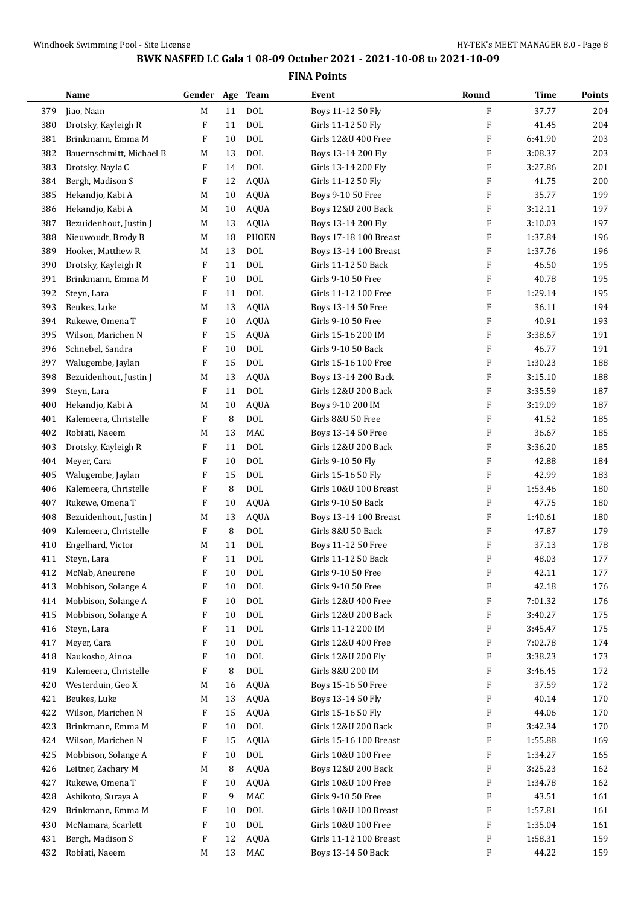## BWK NASFED LC Gala 1 08-09 October 2021 - 2021-10-08 to 2021-10-09

### FINA Points

| | Name | Gender | Age | Team | Event | Round | Time | Points |
|---|---|---|---|---|---|---|---|---|
| 379 | Jiao, Naan | M | 11 | DOL | Boys 11-12 50 Fly | F | 37.77 | 204 |
| 380 | Drotsky, Kayleigh R | F | 11 | DOL | Girls 11-12 50 Fly | F | 41.45 | 204 |
| 381 | Brinkmann, Emma M | F | 10 | DOL | Girls 12&U 400 Free | F | 6:41.90 | 203 |
| 382 | Bauernschmitt, Michael B | M | 13 | DOL | Boys 13-14 200 Fly | F | 3:08.37 | 203 |
| 383 | Drotsky, Nayla C | F | 14 | DOL | Girls 13-14 200 Fly | F | 3:27.86 | 201 |
| 384 | Bergh, Madison S | F | 12 | AQUA | Girls 11-12 50 Fly | F | 41.75 | 200 |
| 385 | Hekandjo, Kabi A | M | 10 | AQUA | Boys 9-10 50 Free | F | 35.77 | 199 |
| 386 | Hekandjo, Kabi A | M | 10 | AQUA | Boys 12&U 200 Back | F | 3:12.11 | 197 |
| 387 | Bezuidenhout, Justin J | M | 13 | AQUA | Boys 13-14 200 Fly | F | 3:10.03 | 197 |
| 388 | Nieuwoudt, Brody B | M | 18 | PHOEN | Boys 17-18 100 Breast | F | 1:37.84 | 196 |
| 389 | Hooker, Matthew R | M | 13 | DOL | Boys 13-14 100 Breast | F | 1:37.76 | 196 |
| 390 | Drotsky, Kayleigh R | F | 11 | DOL | Girls 11-12 50 Back | F | 46.50 | 195 |
| 391 | Brinkmann, Emma M | F | 10 | DOL | Girls 9-10 50 Free | F | 40.78 | 195 |
| 392 | Steyn, Lara | F | 11 | DOL | Girls 11-12 100 Free | F | 1:29.14 | 195 |
| 393 | Beukes, Luke | M | 13 | AQUA | Boys 13-14 50 Free | F | 36.11 | 194 |
| 394 | Rukewe, Omena T | F | 10 | AQUA | Girls 9-10 50 Free | F | 40.91 | 193 |
| 395 | Wilson, Marichen N | F | 15 | AQUA | Girls 15-16 200 IM | F | 3:38.67 | 191 |
| 396 | Schnebel, Sandra | F | 10 | DOL | Girls 9-10 50 Back | F | 46.77 | 191 |
| 397 | Walugembe, Jaylan | F | 15 | DOL | Girls 15-16 100 Free | F | 1:30.23 | 188 |
| 398 | Bezuidenhout, Justin J | M | 13 | AQUA | Boys 13-14 200 Back | F | 3:15.10 | 188 |
| 399 | Steyn, Lara | F | 11 | DOL | Girls 12&U 200 Back | F | 3:35.59 | 187 |
| 400 | Hekandjo, Kabi A | M | 10 | AQUA | Boys 9-10 200 IM | F | 3:19.09 | 187 |
| 401 | Kalemeera, Christelle | F | 8 | DOL | Girls 8&U 50 Free | F | 41.52 | 185 |
| 402 | Robiati, Naeem | M | 13 | MAC | Boys 13-14 50 Free | F | 36.67 | 185 |
| 403 | Drotsky, Kayleigh R | F | 11 | DOL | Girls 12&U 200 Back | F | 3:36.20 | 185 |
| 404 | Meyer, Cara | F | 10 | DOL | Girls 9-10 50 Fly | F | 42.88 | 184 |
| 405 | Walugembe, Jaylan | F | 15 | DOL | Girls 15-16 50 Fly | F | 42.99 | 183 |
| 406 | Kalemeera, Christelle | F | 8 | DOL | Girls 10&U 100 Breast | F | 1:53.46 | 180 |
| 407 | Rukewe, Omena T | F | 10 | AQUA | Girls 9-10 50 Back | F | 47.75 | 180 |
| 408 | Bezuidenhout, Justin J | M | 13 | AQUA | Boys 13-14 100 Breast | F | 1:40.61 | 180 |
| 409 | Kalemeera, Christelle | F | 8 | DOL | Girls 8&U 50 Back | F | 47.87 | 179 |
| 410 | Engelhard, Victor | M | 11 | DOL | Boys 11-12 50 Free | F | 37.13 | 178 |
| 411 | Steyn, Lara | F | 11 | DOL | Girls 11-12 50 Back | F | 48.03 | 177 |
| 412 | McNab, Aneurene | F | 10 | DOL | Girls 9-10 50 Free | F | 42.11 | 177 |
| 413 | Mobbison, Solange A | F | 10 | DOL | Girls 9-10 50 Free | F | 42.18 | 176 |
| 414 | Mobbison, Solange A | F | 10 | DOL | Girls 12&U 400 Free | F | 7:01.32 | 176 |
| 415 | Mobbison, Solange A | F | 10 | DOL | Girls 12&U 200 Back | F | 3:40.27 | 175 |
| 416 | Steyn, Lara | F | 11 | DOL | Girls 11-12 200 IM | F | 3:45.47 | 175 |
| 417 | Meyer, Cara | F | 10 | DOL | Girls 12&U 400 Free | F | 7:02.78 | 174 |
| 418 | Naukosho, Ainoa | F | 10 | DOL | Girls 12&U 200 Fly | F | 3:38.23 | 173 |
| 419 | Kalemeera, Christelle | F | 8 | DOL | Girls 8&U 200 IM | F | 3:46.45 | 172 |
| 420 | Westerduin, Geo X | M | 16 | AQUA | Boys 15-16 50 Free | F | 37.59 | 172 |
| 421 | Beukes, Luke | M | 13 | AQUA | Boys 13-14 50 Fly | F | 40.14 | 170 |
| 422 | Wilson, Marichen N | F | 15 | AQUA | Girls 15-16 50 Fly | F | 44.06 | 170 |
| 423 | Brinkmann, Emma M | F | 10 | DOL | Girls 12&U 200 Back | F | 3:42.34 | 170 |
| 424 | Wilson, Marichen N | F | 15 | AQUA | Girls 15-16 100 Breast | F | 1:55.88 | 169 |
| 425 | Mobbison, Solange A | F | 10 | DOL | Girls 10&U 100 Free | F | 1:34.27 | 165 |
| 426 | Leitner, Zachary M | M | 8 | AQUA | Boys 12&U 200 Back | F | 3:25.23 | 162 |
| 427 | Rukewe, Omena T | F | 10 | AQUA | Girls 10&U 100 Free | F | 1:34.78 | 162 |
| 428 | Ashikoto, Suraya A | F | 9 | MAC | Girls 9-10 50 Free | F | 43.51 | 161 |
| 429 | Brinkmann, Emma M | F | 10 | DOL | Girls 10&U 100 Breast | F | 1:57.81 | 161 |
| 430 | McNamara, Scarlett | F | 10 | DOL | Girls 10&U 100 Free | F | 1:35.04 | 161 |
| 431 | Bergh, Madison S | F | 12 | AQUA | Girls 11-12 100 Breast | F | 1:58.31 | 159 |
| 432 | Robiati, Naeem | M | 13 | MAC | Boys 13-14 50 Back | F | 44.22 | 159 |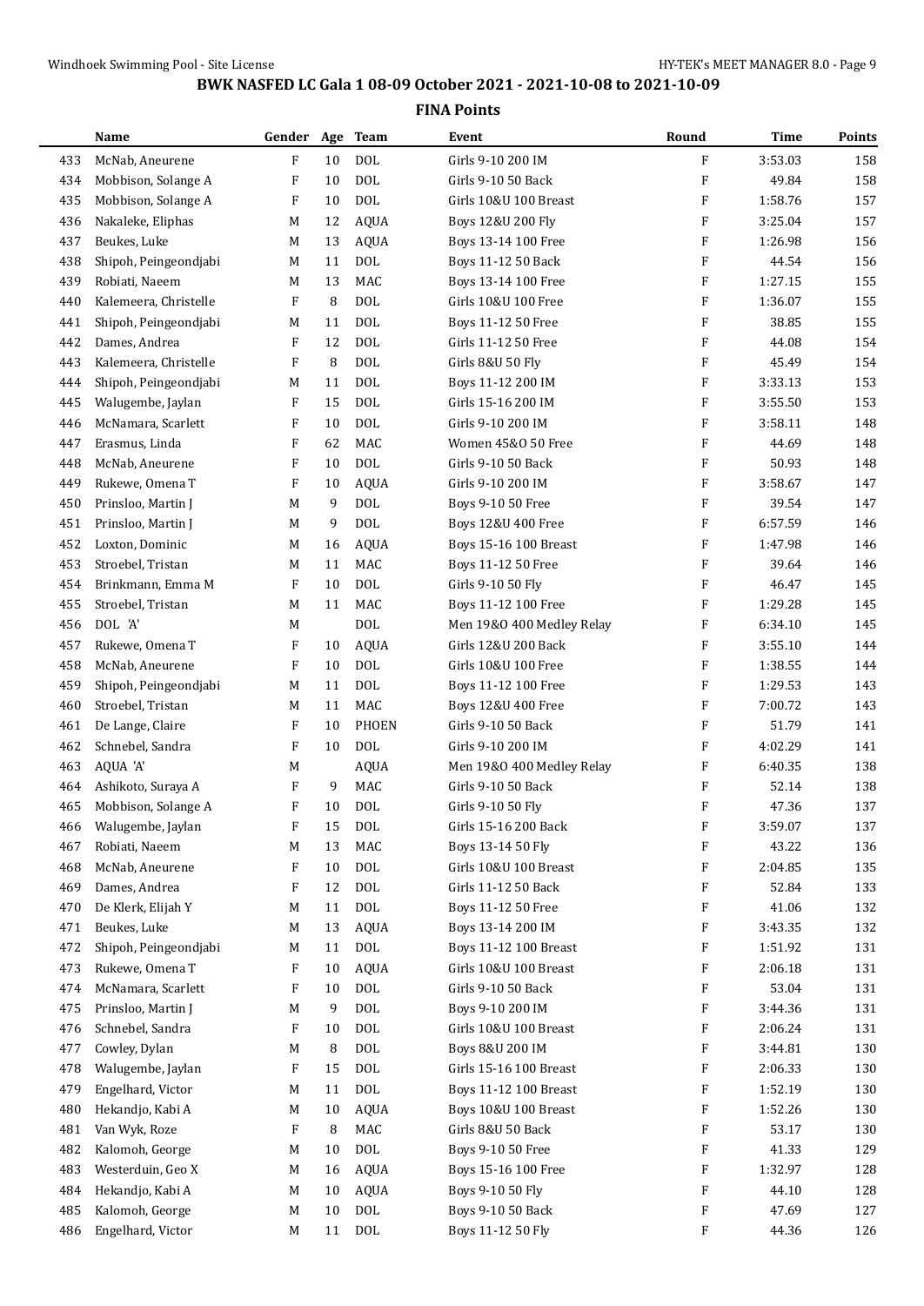# BWK NASFED LC Gala 1 08-09 October 2021 - 2021-10-08 to 2021-10-09

## FINA Points

| | Name | Gender | Age | Team | Event | Round | Time | Points |
|---|---|---|---|---|---|---|---|---|
| 433 | McNab, Aneurene | F | 10 | DOL | Girls 9-10 200 IM | F | 3:53.03 | 158 |
| 434 | Mobbison, Solange A | F | 10 | DOL | Girls 9-10 50 Back | F | 49.84 | 158 |
| 435 | Mobbison, Solange A | F | 10 | DOL | Girls 10&U 100 Breast | F | 1:58.76 | 157 |
| 436 | Nakaleke, Eliphas | M | 12 | AQUA | Boys 12&U 200 Fly | F | 3:25.04 | 157 |
| 437 | Beukes, Luke | M | 13 | AQUA | Boys 13-14 100 Free | F | 1:26.98 | 156 |
| 438 | Shipoh, Peingeondjabi | M | 11 | DOL | Boys 11-12 50 Back | F | 44.54 | 156 |
| 439 | Robiati, Naeem | M | 13 | MAC | Boys 13-14 100 Free | F | 1:27.15 | 155 |
| 440 | Kalemeera, Christelle | F | 8 | DOL | Girls 10&U 100 Free | F | 1:36.07 | 155 |
| 441 | Shipoh, Peingeondjabi | M | 11 | DOL | Boys 11-12 50 Free | F | 38.85 | 155 |
| 442 | Dames, Andrea | F | 12 | DOL | Girls 11-12 50 Free | F | 44.08 | 154 |
| 443 | Kalemeera, Christelle | F | 8 | DOL | Girls 8&U 50 Fly | F | 45.49 | 154 |
| 444 | Shipoh, Peingeondjabi | M | 11 | DOL | Boys 11-12 200 IM | F | 3:33.13 | 153 |
| 445 | Walugembe, Jaylan | F | 15 | DOL | Girls 15-16 200 IM | F | 3:55.50 | 153 |
| 446 | McNamara, Scarlett | F | 10 | DOL | Girls 9-10 200 IM | F | 3:58.11 | 148 |
| 447 | Erasmus, Linda | F | 62 | MAC | Women 45&O 50 Free | F | 44.69 | 148 |
| 448 | McNab, Aneurene | F | 10 | DOL | Girls 9-10 50 Back | F | 50.93 | 148 |
| 449 | Rukewe, Omena T | F | 10 | AQUA | Girls 9-10 200 IM | F | 3:58.67 | 147 |
| 450 | Prinsloo, Martin J | M | 9 | DOL | Boys 9-10 50 Free | F | 39.54 | 147 |
| 451 | Prinsloo, Martin J | M | 9 | DOL | Boys 12&U 400 Free | F | 6:57.59 | 146 |
| 452 | Loxton, Dominic | M | 16 | AQUA | Boys 15-16 100 Breast | F | 1:47.98 | 146 |
| 453 | Stroebel, Tristan | M | 11 | MAC | Boys 11-12 50 Free | F | 39.64 | 146 |
| 454 | Brinkmann, Emma M | F | 10 | DOL | Girls 9-10 50 Fly | F | 46.47 | 145 |
| 455 | Stroebel, Tristan | M | 11 | MAC | Boys 11-12 100 Free | F | 1:29.28 | 145 |
| 456 | DOL 'A' | M | | DOL | Men 19&O 400 Medley Relay | F | 6:34.10 | 145 |
| 457 | Rukewe, Omena T | F | 10 | AQUA | Girls 12&U 200 Back | F | 3:55.10 | 144 |
| 458 | McNab, Aneurene | F | 10 | DOL | Girls 10&U 100 Free | F | 1:38.55 | 144 |
| 459 | Shipoh, Peingeondjabi | M | 11 | DOL | Boys 11-12 100 Free | F | 1:29.53 | 143 |
| 460 | Stroebel, Tristan | M | 11 | MAC | Boys 12&U 400 Free | F | 7:00.72 | 143 |
| 461 | De Lange, Claire | F | 10 | PHOEN | Girls 9-10 50 Back | F | 51.79 | 141 |
| 462 | Schnebel, Sandra | F | 10 | DOL | Girls 9-10 200 IM | F | 4:02.29 | 141 |
| 463 | AQUA 'A' | M | | AQUA | Men 19&O 400 Medley Relay | F | 6:40.35 | 138 |
| 464 | Ashikoto, Suraya A | F | 9 | MAC | Girls 9-10 50 Back | F | 52.14 | 138 |
| 465 | Mobbison, Solange A | F | 10 | DOL | Girls 9-10 50 Fly | F | 47.36 | 137 |
| 466 | Walugembe, Jaylan | F | 15 | DOL | Girls 15-16 200 Back | F | 3:59.07 | 137 |
| 467 | Robiati, Naeem | M | 13 | MAC | Boys 13-14 50 Fly | F | 43.22 | 136 |
| 468 | McNab, Aneurene | F | 10 | DOL | Girls 10&U 100 Breast | F | 2:04.85 | 135 |
| 469 | Dames, Andrea | F | 12 | DOL | Girls 11-12 50 Back | F | 52.84 | 133 |
| 470 | De Klerk, Elijah Y | M | 11 | DOL | Boys 11-12 50 Free | F | 41.06 | 132 |
| 471 | Beukes, Luke | M | 13 | AQUA | Boys 13-14 200 IM | F | 3:43.35 | 132 |
| 472 | Shipoh, Peingeondjabi | M | 11 | DOL | Boys 11-12 100 Breast | F | 1:51.92 | 131 |
| 473 | Rukewe, Omena T | F | 10 | AQUA | Girls 10&U 100 Breast | F | 2:06.18 | 131 |
| 474 | McNamara, Scarlett | F | 10 | DOL | Girls 9-10 50 Back | F | 53.04 | 131 |
| 475 | Prinsloo, Martin J | M | 9 | DOL | Boys 9-10 200 IM | F | 3:44.36 | 131 |
| 476 | Schnebel, Sandra | F | 10 | DOL | Girls 10&U 100 Breast | F | 2:06.24 | 131 |
| 477 | Cowley, Dylan | M | 8 | DOL | Boys 8&U 200 IM | F | 3:44.81 | 130 |
| 478 | Walugembe, Jaylan | F | 15 | DOL | Girls 15-16 100 Breast | F | 2:06.33 | 130 |
| 479 | Engelhard, Victor | M | 11 | DOL | Boys 11-12 100 Breast | F | 1:52.19 | 130 |
| 480 | Hekandjo, Kabi A | M | 10 | AQUA | Boys 10&U 100 Breast | F | 1:52.26 | 130 |
| 481 | Van Wyk, Roze | F | 8 | MAC | Girls 8&U 50 Back | F | 53.17 | 130 |
| 482 | Kalomoh, George | M | 10 | DOL | Boys 9-10 50 Free | F | 41.33 | 129 |
| 483 | Westerduin, Geo X | M | 16 | AQUA | Boys 15-16 100 Free | F | 1:32.97 | 128 |
| 484 | Hekandjo, Kabi A | M | 10 | AQUA | Boys 9-10 50 Fly | F | 44.10 | 128 |
| 485 | Kalomoh, George | M | 10 | DOL | Boys 9-10 50 Back | F | 47.69 | 127 |
| 486 | Engelhard, Victor | M | 11 | DOL | Boys 11-12 50 Fly | F | 44.36 | 126 |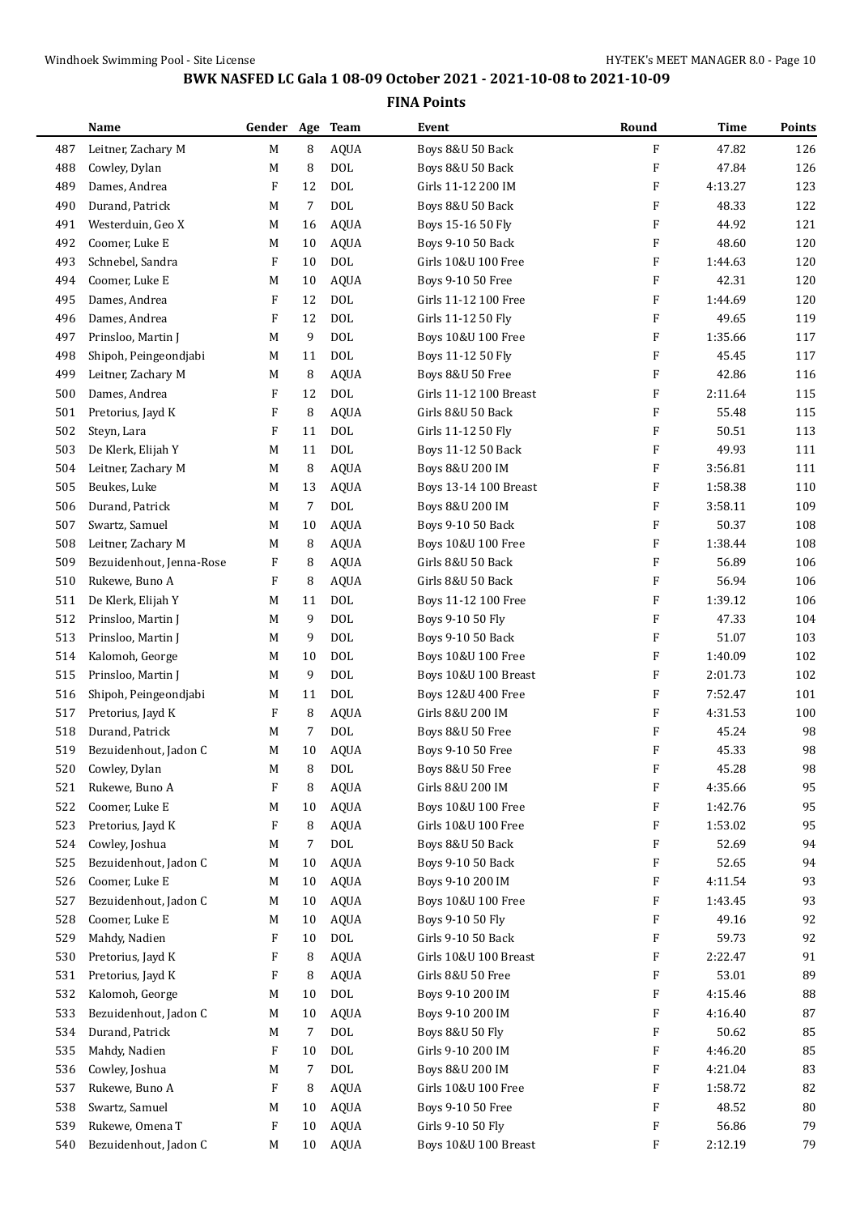# BWK NASFED LC Gala 1 08-09 October 2021 - 2021-10-08 to 2021-10-09

## FINA Points

| | Name | Gender | Age | Team | Event | Round | Time | Points |
|---|---|---|---|---|---|---|---|---|
| 487 | Leitner, Zachary M | M | 8 | AQUA | Boys 8&U 50 Back | F | 47.82 | 126 |
| 488 | Cowley, Dylan | M | 8 | DOL | Boys 8&U 50 Back | F | 47.84 | 126 |
| 489 | Dames, Andrea | F | 12 | DOL | Girls 11-12 200 IM | F | 4:13.27 | 123 |
| 490 | Durand, Patrick | M | 7 | DOL | Boys 8&U 50 Back | F | 48.33 | 122 |
| 491 | Westerduin, Geo X | M | 16 | AQUA | Boys 15-16 50 Fly | F | 44.92 | 121 |
| 492 | Coomer, Luke E | M | 10 | AQUA | Boys 9-10 50 Back | F | 48.60 | 120 |
| 493 | Schnebel, Sandra | F | 10 | DOL | Girls 10&U 100 Free | F | 1:44.63 | 120 |
| 494 | Coomer, Luke E | M | 10 | AQUA | Boys 9-10 50 Free | F | 42.31 | 120 |
| 495 | Dames, Andrea | F | 12 | DOL | Girls 11-12 100 Free | F | 1:44.69 | 120 |
| 496 | Dames, Andrea | F | 12 | DOL | Girls 11-12 50 Fly | F | 49.65 | 119 |
| 497 | Prinsloo, Martin J | M | 9 | DOL | Boys 10&U 100 Free | F | 1:35.66 | 117 |
| 498 | Shipoh, Peingeondjabi | M | 11 | DOL | Boys 11-12 50 Fly | F | 45.45 | 117 |
| 499 | Leitner, Zachary M | M | 8 | AQUA | Boys 8&U 50 Free | F | 42.86 | 116 |
| 500 | Dames, Andrea | F | 12 | DOL | Girls 11-12 100 Breast | F | 2:11.64 | 115 |
| 501 | Pretorius, Jayd K | F | 8 | AQUA | Girls 8&U 50 Back | F | 55.48 | 115 |
| 502 | Steyn, Lara | F | 11 | DOL | Girls 11-12 50 Fly | F | 50.51 | 113 |
| 503 | De Klerk, Elijah Y | M | 11 | DOL | Boys 11-12 50 Back | F | 49.93 | 111 |
| 504 | Leitner, Zachary M | M | 8 | AQUA | Boys 8&U 200 IM | F | 3:56.81 | 111 |
| 505 | Beukes, Luke | M | 13 | AQUA | Boys 13-14 100 Breast | F | 1:58.38 | 110 |
| 506 | Durand, Patrick | M | 7 | DOL | Boys 8&U 200 IM | F | 3:58.11 | 109 |
| 507 | Swartz, Samuel | M | 10 | AQUA | Boys 9-10 50 Back | F | 50.37 | 108 |
| 508 | Leitner, Zachary M | M | 8 | AQUA | Boys 10&U 100 Free | F | 1:38.44 | 108 |
| 509 | Bezuidenhout, Jenna-Rose | F | 8 | AQUA | Girls 8&U 50 Back | F | 56.89 | 106 |
| 510 | Rukewe, Buno A | F | 8 | AQUA | Girls 8&U 50 Back | F | 56.94 | 106 |
| 511 | De Klerk, Elijah Y | M | 11 | DOL | Boys 11-12 100 Free | F | 1:39.12 | 106 |
| 512 | Prinsloo, Martin J | M | 9 | DOL | Boys 9-10 50 Fly | F | 47.33 | 104 |
| 513 | Prinsloo, Martin J | M | 9 | DOL | Boys 9-10 50 Back | F | 51.07 | 103 |
| 514 | Kalomoh, George | M | 10 | DOL | Boys 10&U 100 Free | F | 1:40.09 | 102 |
| 515 | Prinsloo, Martin J | M | 9 | DOL | Boys 10&U 100 Breast | F | 2:01.73 | 102 |
| 516 | Shipoh, Peingeondjabi | M | 11 | DOL | Boys 12&U 400 Free | F | 7:52.47 | 101 |
| 517 | Pretorius, Jayd K | F | 8 | AQUA | Girls 8&U 200 IM | F | 4:31.53 | 100 |
| 518 | Durand, Patrick | M | 7 | DOL | Boys 8&U 50 Free | F | 45.24 | 98 |
| 519 | Bezuidenhout, Jadon C | M | 10 | AQUA | Boys 9-10 50 Free | F | 45.33 | 98 |
| 520 | Cowley, Dylan | M | 8 | DOL | Boys 8&U 50 Free | F | 45.28 | 98 |
| 521 | Rukewe, Buno A | F | 8 | AQUA | Girls 8&U 200 IM | F | 4:35.66 | 95 |
| 522 | Coomer, Luke E | M | 10 | AQUA | Boys 10&U 100 Free | F | 1:42.76 | 95 |
| 523 | Pretorius, Jayd K | F | 8 | AQUA | Girls 10&U 100 Free | F | 1:53.02 | 95 |
| 524 | Cowley, Joshua | M | 7 | DOL | Boys 8&U 50 Back | F | 52.69 | 94 |
| 525 | Bezuidenhout, Jadon C | M | 10 | AQUA | Boys 9-10 50 Back | F | 52.65 | 94 |
| 526 | Coomer, Luke E | M | 10 | AQUA | Boys 9-10 200 IM | F | 4:11.54 | 93 |
| 527 | Bezuidenhout, Jadon C | M | 10 | AQUA | Boys 10&U 100 Free | F | 1:43.45 | 93 |
| 528 | Coomer, Luke E | M | 10 | AQUA | Boys 9-10 50 Fly | F | 49.16 | 92 |
| 529 | Mahdy, Nadien | F | 10 | DOL | Girls 9-10 50 Back | F | 59.73 | 92 |
| 530 | Pretorius, Jayd K | F | 8 | AQUA | Girls 10&U 100 Breast | F | 2:22.47 | 91 |
| 531 | Pretorius, Jayd K | F | 8 | AQUA | Girls 8&U 50 Free | F | 53.01 | 89 |
| 532 | Kalomoh, George | M | 10 | DOL | Boys 9-10 200 IM | F | 4:15.46 | 88 |
| 533 | Bezuidenhout, Jadon C | M | 10 | AQUA | Boys 9-10 200 IM | F | 4:16.40 | 87 |
| 534 | Durand, Patrick | M | 7 | DOL | Boys 8&U 50 Fly | F | 50.62 | 85 |
| 535 | Mahdy, Nadien | F | 10 | DOL | Girls 9-10 200 IM | F | 4:46.20 | 85 |
| 536 | Cowley, Joshua | M | 7 | DOL | Boys 8&U 200 IM | F | 4:21.04 | 83 |
| 537 | Rukewe, Buno A | F | 8 | AQUA | Girls 10&U 100 Free | F | 1:58.72 | 82 |
| 538 | Swartz, Samuel | M | 10 | AQUA | Boys 9-10 50 Free | F | 48.52 | 80 |
| 539 | Rukewe, Omena T | F | 10 | AQUA | Girls 9-10 50 Fly | F | 56.86 | 79 |
| 540 | Bezuidenhout, Jadon C | M | 10 | AQUA | Boys 10&U 100 Breast | F | 2:12.19 | 79 |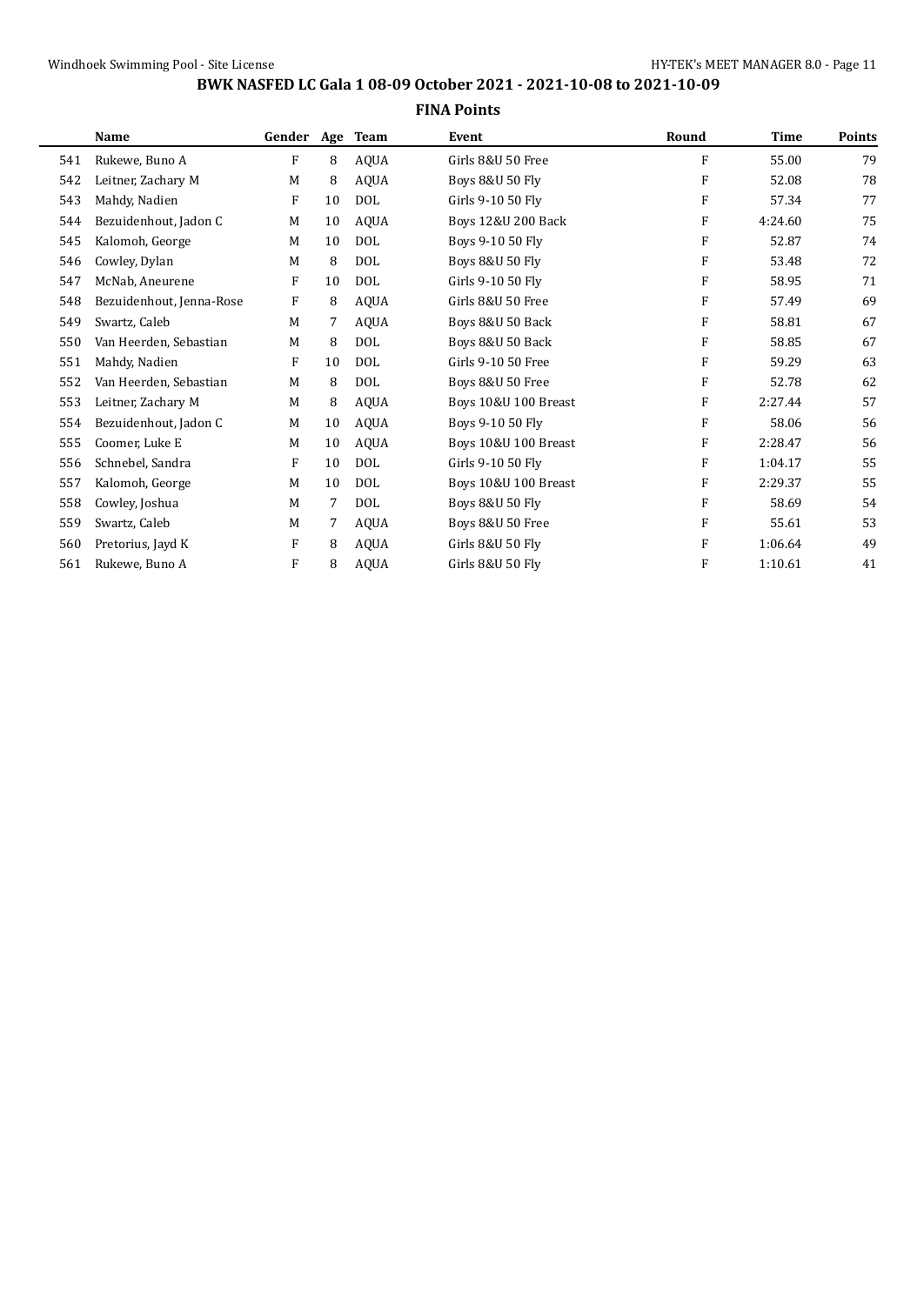## BWK NASFED LC Gala 1 08-09 October 2021 - 2021-10-08 to 2021-10-09

### FINA Points

| | Name | Gender | Age | Team | Event | Round | Time | Points |
|---|---|---|---|---|---|---|---|---|
| 541 | Rukewe, Buno A | F | 8 | AQUA | Girls 8&U 50 Free | F | 55.00 | 79 |
| 542 | Leitner, Zachary M | M | 8 | AQUA | Boys 8&U 50 Fly | F | 52.08 | 78 |
| 543 | Mahdy, Nadien | F | 10 | DOL | Girls 9-10 50 Fly | F | 57.34 | 77 |
| 544 | Bezuidenhout, Jadon C | M | 10 | AQUA | Boys 12&U 200 Back | F | 4:24.60 | 75 |
| 545 | Kalomoh, George | M | 10 | DOL | Boys 9-10 50 Fly | F | 52.87 | 74 |
| 546 | Cowley, Dylan | M | 8 | DOL | Boys 8&U 50 Fly | F | 53.48 | 72 |
| 547 | McNab, Aneurene | F | 10 | DOL | Girls 9-10 50 Fly | F | 58.95 | 71 |
| 548 | Bezuidenhout, Jenna-Rose | F | 8 | AQUA | Girls 8&U 50 Free | F | 57.49 | 69 |
| 549 | Swartz, Caleb | M | 7 | AQUA | Boys 8&U 50 Back | F | 58.81 | 67 |
| 550 | Van Heerden, Sebastian | M | 8 | DOL | Boys 8&U 50 Back | F | 58.85 | 67 |
| 551 | Mahdy, Nadien | F | 10 | DOL | Girls 9-10 50 Free | F | 59.29 | 63 |
| 552 | Van Heerden, Sebastian | M | 8 | DOL | Boys 8&U 50 Free | F | 52.78 | 62 |
| 553 | Leitner, Zachary M | M | 8 | AQUA | Boys 10&U 100 Breast | F | 2:27.44 | 57 |
| 554 | Bezuidenhout, Jadon C | M | 10 | AQUA | Boys 9-10 50 Fly | F | 58.06 | 56 |
| 555 | Coomer, Luke E | M | 10 | AQUA | Boys 10&U 100 Breast | F | 2:28.47 | 56 |
| 556 | Schnebel, Sandra | F | 10 | DOL | Girls 9-10 50 Fly | F | 1:04.17 | 55 |
| 557 | Kalomoh, George | M | 10 | DOL | Boys 10&U 100 Breast | F | 2:29.37 | 55 |
| 558 | Cowley, Joshua | M | 7 | DOL | Boys 8&U 50 Fly | F | 58.69 | 54 |
| 559 | Swartz, Caleb | M | 7 | AQUA | Boys 8&U 50 Free | F | 55.61 | 53 |
| 560 | Pretorius, Jayd K | F | 8 | AQUA | Girls 8&U 50 Fly | F | 1:06.64 | 49 |
| 561 | Rukewe, Buno A | F | 8 | AQUA | Girls 8&U 50 Fly | F | 1:10.61 | 41 |